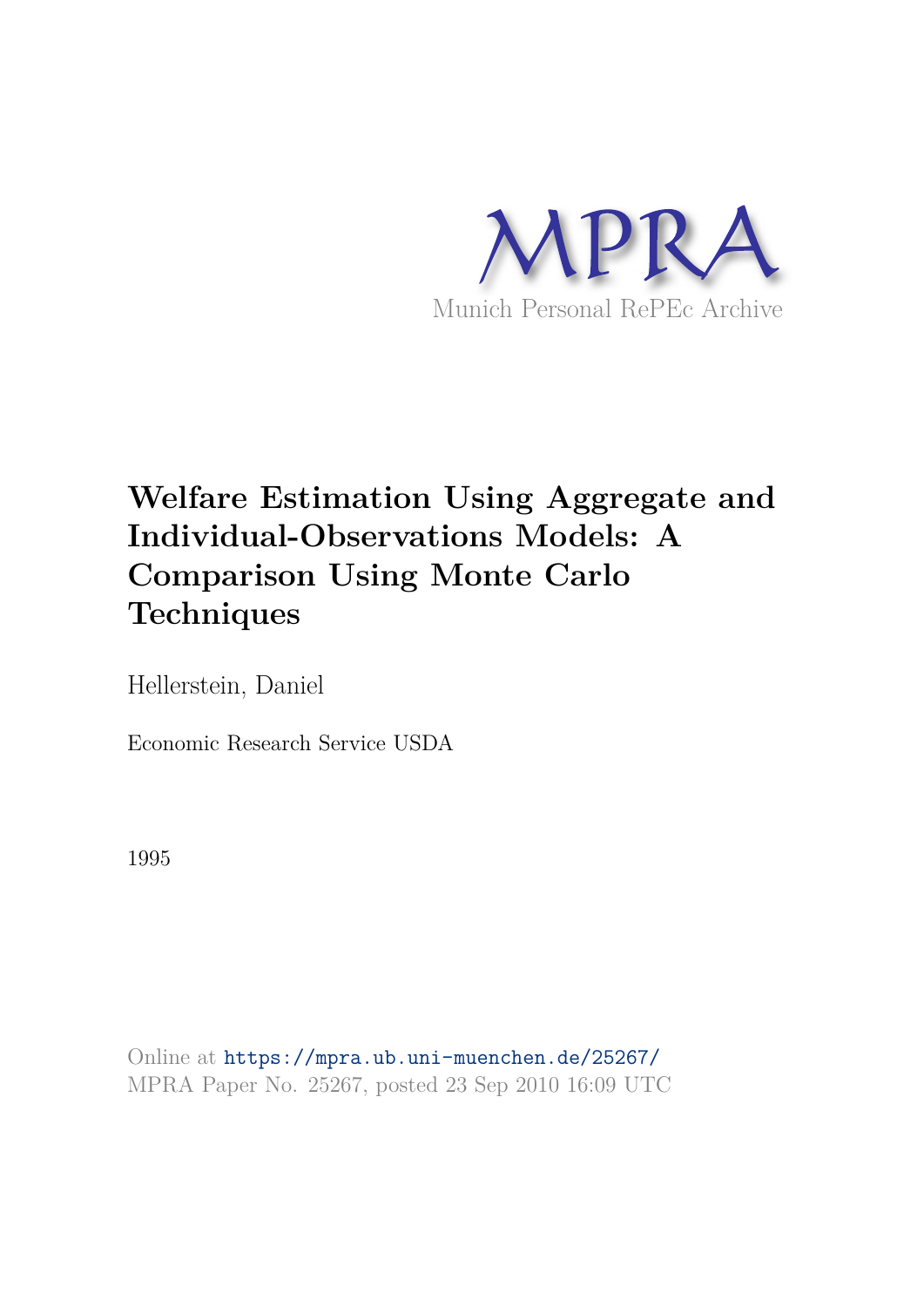MPRA

Munich Personal RePEc Archive

# Welfare Estimation Using Aggregate and Individual-Observations Models: A Comparison Using Monte Carlo Techniques

Hellerstein, Daniel

Economic Research Service USDA

1995

Online at https://mpra.ub.uni-muenchen.de/25267/
MPRA Paper No. 25267, posted 23 Sep 2010 16:09 UTC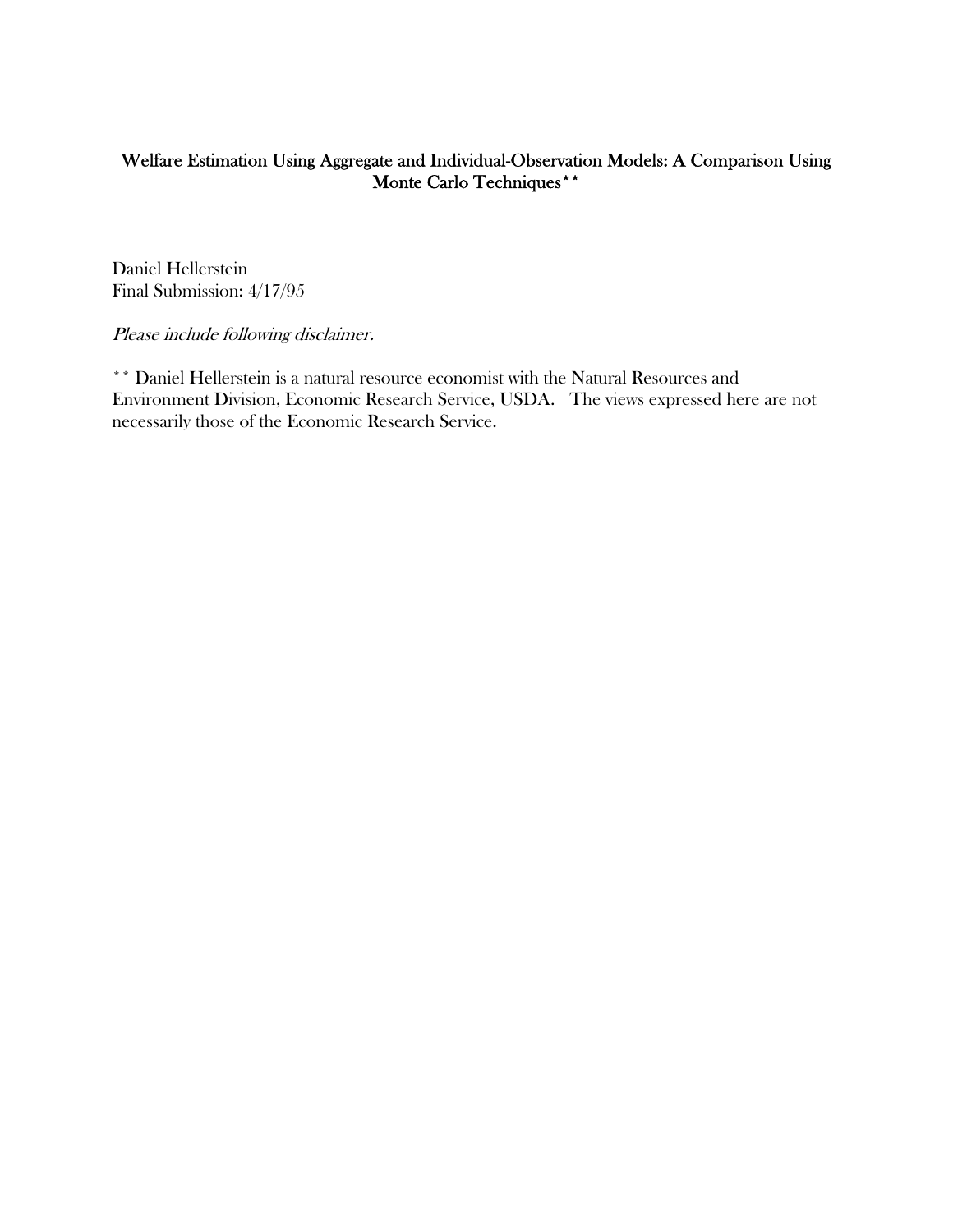**Welfare Estimation Using Aggregate and Individual-Observation Models: A Comparison Using Monte Carlo Techniques\*\***

Daniel Hellerstein
Final Submission: 4/17/95

*Please include following disclaimer.*

\*\* Daniel Hellerstein is a natural resource economist with the Natural Resources and Environment Division, Economic Research Service, USDA. The views expressed here are not necessarily those of the Economic Research Service.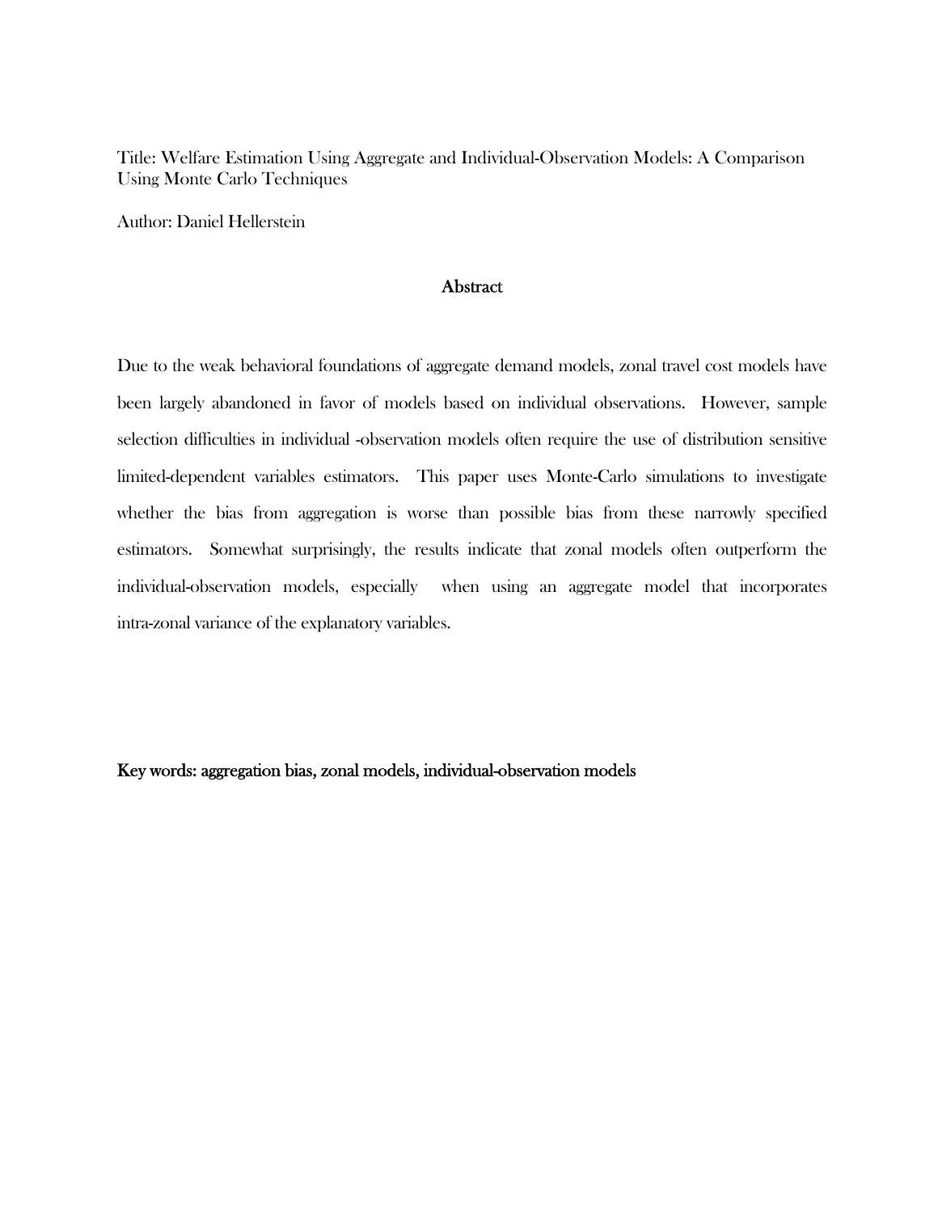Title: Welfare Estimation Using Aggregate and Individual-Observation Models: A Comparison Using Monte Carlo Techniques

Author: Daniel Hellerstein

## Abstract

Due to the weak behavioral foundations of aggregate demand models, zonal travel cost models have been largely abandoned in favor of models based on individual observations. However, sample selection difficulties in individual -observation models often require the use of distribution sensitive limited-dependent variables estimators. This paper uses Monte-Carlo simulations to investigate whether the bias from aggregation is worse than possible bias from these narrowly specified estimators. Somewhat surprisingly, the results indicate that zonal models often outperform the individual-observation models, especially when using an aggregate model that incorporates intra-zonal variance of the explanatory variables.

**Key words: aggregation bias, zonal models, individual-observation models**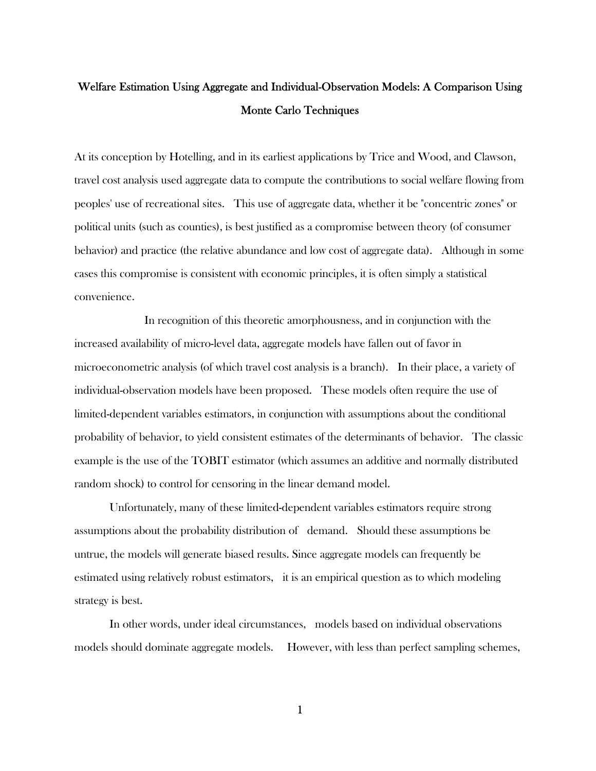# Welfare Estimation Using Aggregate and Individual-Observation Models: A Comparison Using Monte Carlo Techniques

At its conception by Hotelling, and in its earliest applications by Trice and Wood, and Clawson, travel cost analysis used aggregate data to compute the contributions to social welfare flowing from peoples' use of recreational sites. This use of aggregate data, whether it be "concentric zones" or political units (such as counties), is best justified as a compromise between theory (of consumer behavior) and practice (the relative abundance and low cost of aggregate data). Although in some cases this compromise is consistent with economic principles, it is often simply a statistical convenience.

In recognition of this theoretic amorphousness, and in conjunction with the increased availability of micro-level data, aggregate models have fallen out of favor in microeconometric analysis (of which travel cost analysis is a branch). In their place, a variety of individual-observation models have been proposed. These models often require the use of limited-dependent variables estimators, in conjunction with assumptions about the conditional probability of behavior, to yield consistent estimates of the determinants of behavior. The classic example is the use of the TOBIT estimator (which assumes an additive and normally distributed random shock) to control for censoring in the linear demand model.

Unfortunately, many of these limited-dependent variables estimators require strong assumptions about the probability distribution of demand. Should these assumptions be untrue, the models will generate biased results. Since aggregate models can frequently be estimated using relatively robust estimators, it is an empirical question as to which modeling strategy is best.

In other words, under ideal circumstances, models based on individual observations models should dominate aggregate models. However, with less than perfect sampling schemes,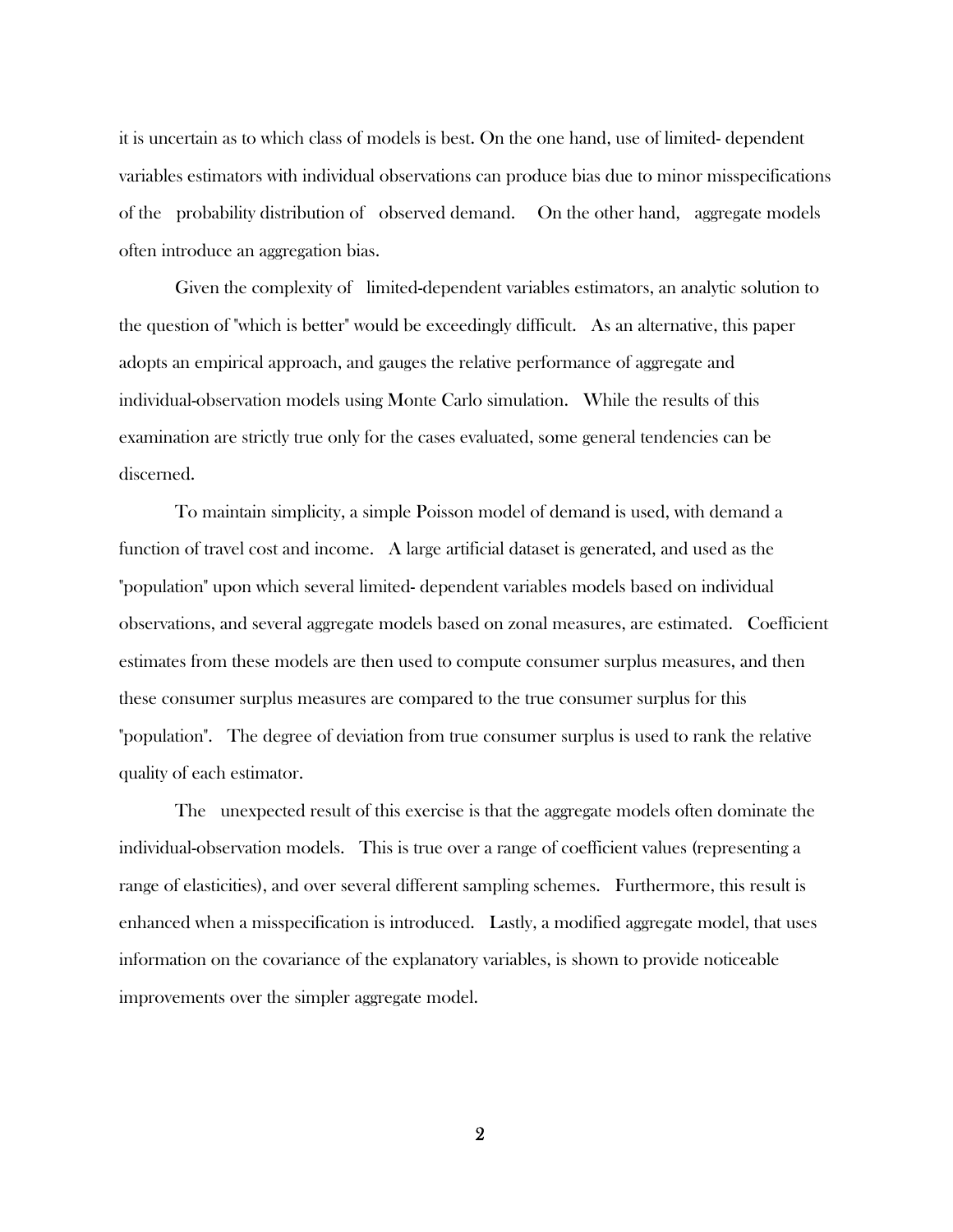it is uncertain as to which class of models is best. On the one hand, use of limited- dependent variables estimators with individual observations can produce bias due to minor misspecifications of the probability distribution of observed demand. On the other hand, aggregate models often introduce an aggregation bias.

Given the complexity of limited-dependent variables estimators, an analytic solution to the question of "which is better" would be exceedingly difficult. As an alternative, this paper adopts an empirical approach, and gauges the relative performance of aggregate and individual-observation models using Monte Carlo simulation. While the results of this examination are strictly true only for the cases evaluated, some general tendencies can be discerned.

To maintain simplicity, a simple Poisson model of demand is used, with demand a function of travel cost and income. A large artificial dataset is generated, and used as the "population" upon which several limited- dependent variables models based on individual observations, and several aggregate models based on zonal measures, are estimated. Coefficient estimates from these models are then used to compute consumer surplus measures, and then these consumer surplus measures are compared to the true consumer surplus for this "population". The degree of deviation from true consumer surplus is used to rank the relative quality of each estimator.

The unexpected result of this exercise is that the aggregate models often dominate the individual-observation models. This is true over a range of coefficient values (representing a range of elasticities), and over several different sampling schemes. Furthermore, this result is enhanced when a misspecification is introduced. Lastly, a modified aggregate model, that uses information on the covariance of the explanatory variables, is shown to provide noticeable improvements over the simpler aggregate model.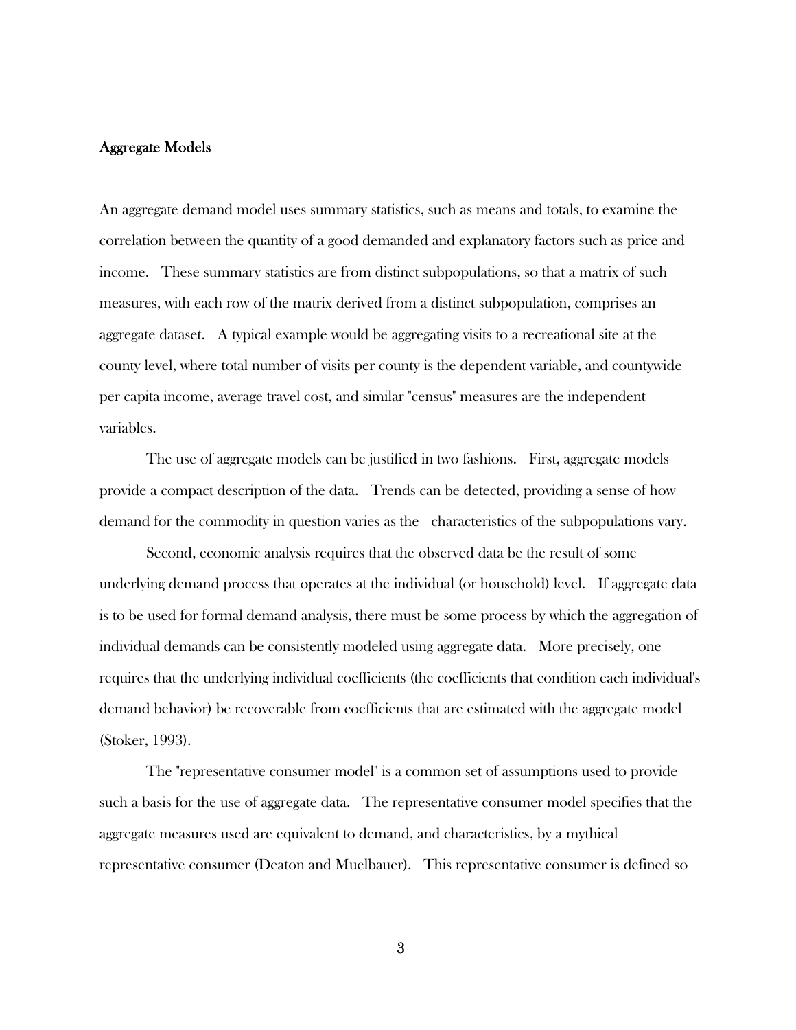## Aggregate Models

An aggregate demand model uses summary statistics, such as means and totals, to examine the correlation between the quantity of a good demanded and explanatory factors such as price and income. These summary statistics are from distinct subpopulations, so that a matrix of such measures, with each row of the matrix derived from a distinct subpopulation, comprises an aggregate dataset. A typical example would be aggregating visits to a recreational site at the county level, where total number of visits per county is the dependent variable, and countywide per capita income, average travel cost, and similar "census" measures are the independent variables.

The use of aggregate models can be justified in two fashions. First, aggregate models provide a compact description of the data. Trends can be detected, providing a sense of how demand for the commodity in question varies as the characteristics of the subpopulations vary.

Second, economic analysis requires that the observed data be the result of some underlying demand process that operates at the individual (or household) level. If aggregate data is to be used for formal demand analysis, there must be some process by which the aggregation of individual demands can be consistently modeled using aggregate data. More precisely, one requires that the underlying individual coefficients (the coefficients that condition each individual's demand behavior) be recoverable from coefficients that are estimated with the aggregate model (Stoker, 1993).

The "representative consumer model" is a common set of assumptions used to provide such a basis for the use of aggregate data. The representative consumer model specifies that the aggregate measures used are equivalent to demand, and characteristics, by a mythical representative consumer (Deaton and Muelbauer). This representative consumer is defined so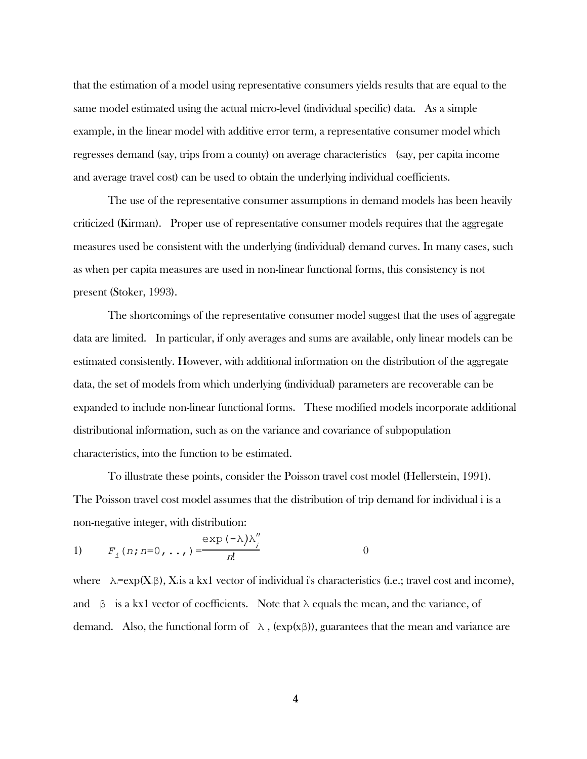that the estimation of a model using representative consumers yields results that are equal to the same model estimated using the actual micro-level (individual specific) data. As a simple example, in the linear model with additive error term, a representative consumer model which regresses demand (say, trips from a county) on average characteristics (say, per capita income and average travel cost) can be used to obtain the underlying individual coefficients.

The use of the representative consumer assumptions in demand models has been heavily criticized (Kirman). Proper use of representative consumer models requires that the aggregate measures used be consistent with the underlying (individual) demand curves. In many cases, such as when per capita measures are used in non-linear functional forms, this consistency is not present (Stoker, 1993).

The shortcomings of the representative consumer model suggest that the uses of aggregate data are limited. In particular, if only averages and sums are available, only linear models can be estimated consistently. However, with additional information on the distribution of the aggregate data, the set of models from which underlying (individual) parameters are recoverable can be expanded to include non-linear functional forms. These modified models incorporate additional distributional information, such as on the variance and covariance of subpopulation characteristics, into the function to be estimated.

To illustrate these points, consider the Poisson travel cost model (Hellerstein, 1991). The Poisson travel cost model assumes that the distribution of trip demand for individual i is a non-negative integer, with distribution:

$$1) \qquad F_i(n; n=0,..,) = \frac{\exp(-\lambda_i)\lambda_i^n}{n!} \qquad 0$$

where $\lambda_i = \exp(X_i\beta)$, $X_i$ is a kx1 vector of individual i's characteristics (i.e.; travel cost and income), and $\beta$ is a kx1 vector of coefficients. Note that $\lambda$ equals the mean, and the variance, of demand. Also, the functional form of $\lambda$, ($\exp(x\beta)$), guarantees that the mean and variance are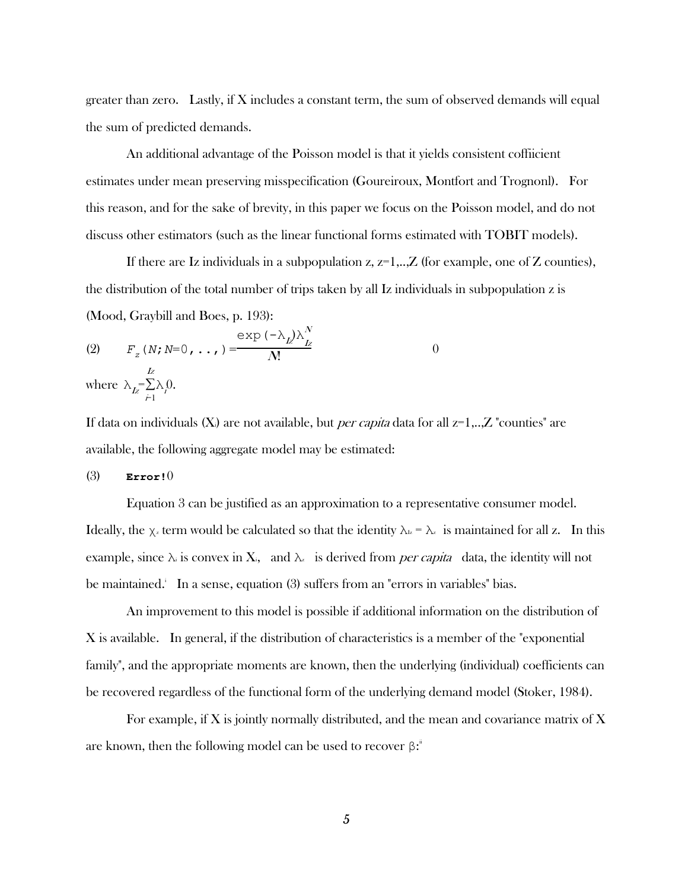greater than zero. Lastly, if X includes a constant term, the sum of observed demands will equal the sum of predicted demands.

An additional advantage of the Poisson model is that it yields consistent coffiicient estimates under mean preserving misspecification (Goureiroux, Montfort and Trognonl). For this reason, and for the sake of brevity, in this paper we focus on the Poisson model, and do not discuss other estimators (such as the linear functional forms estimated with TOBIT models).

If there are Iz individuals in a subpopulation z, z=1,..,Z (for example, one of Z counties), the distribution of the total number of trips taken by all Iz individuals in subpopulation z is (Mood, Graybill and Boes, p. 193):

$$(2) \qquad F_z(N; N=0,..,) = \frac{\exp(-\lambda_{Iz})\lambda_{Iz}^{N}}{N!} \qquad 0$$

where $\lambda_{Iz} = \sum_{i=1}^{Iz} \lambda_i 0$.

If data on individuals ($X_i$) are not available, but *per capita* data for all z=1,..,Z "counties" are available, the following aggregate model may be estimated:

(3) **Error!**0

Equation 3 can be justified as an approximation to a representative consumer model. Ideally, the $\chi_z$ term would be calculated so that the identity $\lambda_{Iz} = \lambda_z$ is maintained for all z. In this example, since $\lambda_i$ is convex in $X_i$, and $\lambda_z$ is derived from *per capita* data, the identity will not be maintained.[i] In a sense, equation (3) suffers from an "errors in variables" bias.

An improvement to this model is possible if additional information on the distribution of X is available. In general, if the distribution of characteristics is a member of the "exponential family", and the appropriate moments are known, then the underlying (individual) coefficients can be recovered regardless of the functional form of the underlying demand model (Stoker, 1984).

For example, if X is jointly normally distributed, and the mean and covariance matrix of X are known, then the following model can be used to recover $\beta$:[ii]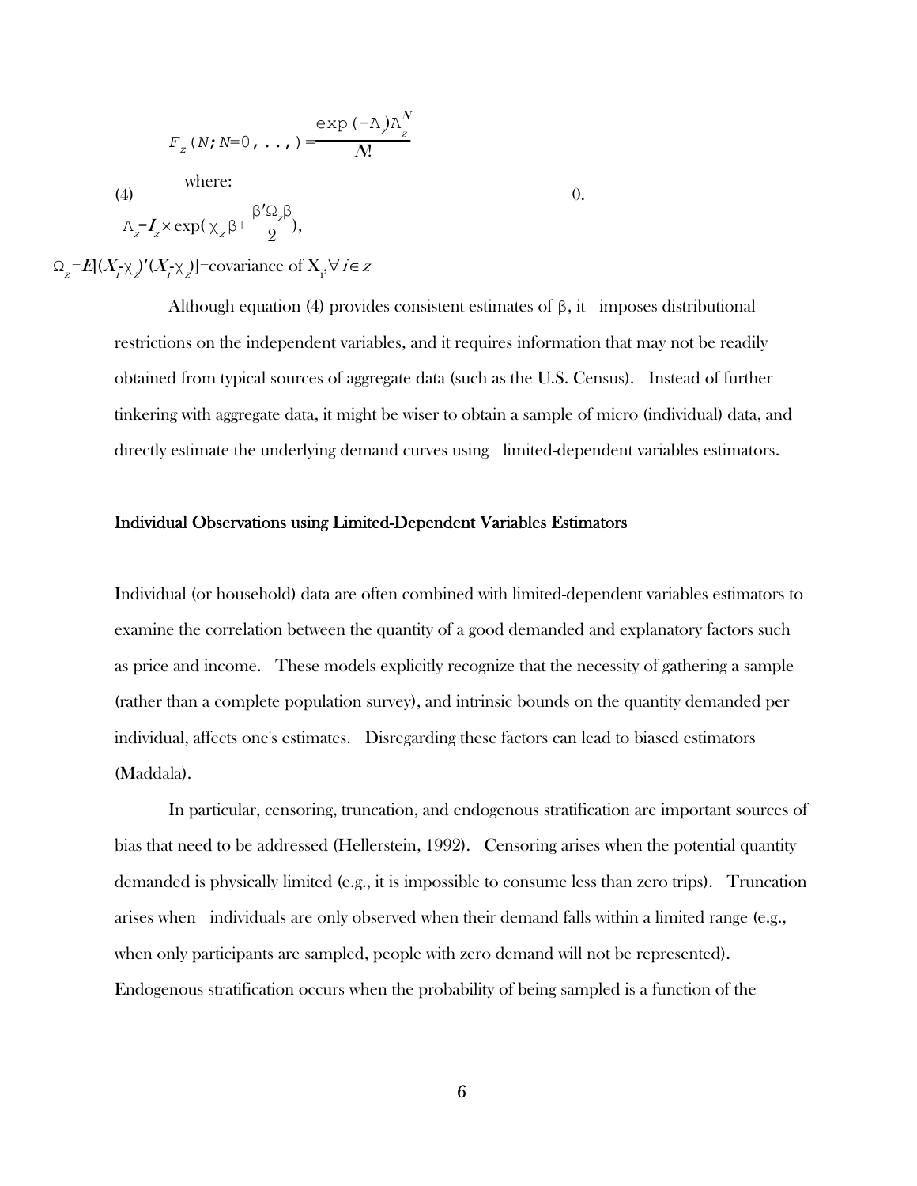$$F_z(N;N=0,\ldots,)=\frac{\exp(-\Lambda_z)\Lambda_z^N}{N!}$$

(4) where: 0.

$$\Lambda_z=I_z\times\exp(\chi_z\beta+\frac{\beta'\Omega_z\beta}{2}),$$

$$\Omega_z=E[(X_i-\chi_z)'(X_i-\chi_z)]=\text{covariance of } X_i, \forall i\in z$$

Although equation (4) provides consistent estimates of $\beta$, it imposes distributional restrictions on the independent variables, and it requires information that may not be readily obtained from typical sources of aggregate data (such as the U.S. Census). Instead of further tinkering with aggregate data, it might be wiser to obtain a sample of micro (individual) data, and directly estimate the underlying demand curves using limited-dependent variables estimators.

## Individual Observations using Limited-Dependent Variables Estimators

Individual (or household) data are often combined with limited-dependent variables estimators to examine the correlation between the quantity of a good demanded and explanatory factors such as price and income. These models explicitly recognize that the necessity of gathering a sample (rather than a complete population survey), and intrinsic bounds on the quantity demanded per individual, affects one's estimates. Disregarding these factors can lead to biased estimators (Maddala).

In particular, censoring, truncation, and endogenous stratification are important sources of bias that need to be addressed (Hellerstein, 1992). Censoring arises when the potential quantity demanded is physically limited (e.g., it is impossible to consume less than zero trips). Truncation arises when individuals are only observed when their demand falls within a limited range (e.g., when only participants are sampled, people with zero demand will not be represented). Endogenous stratification occurs when the probability of being sampled is a function of the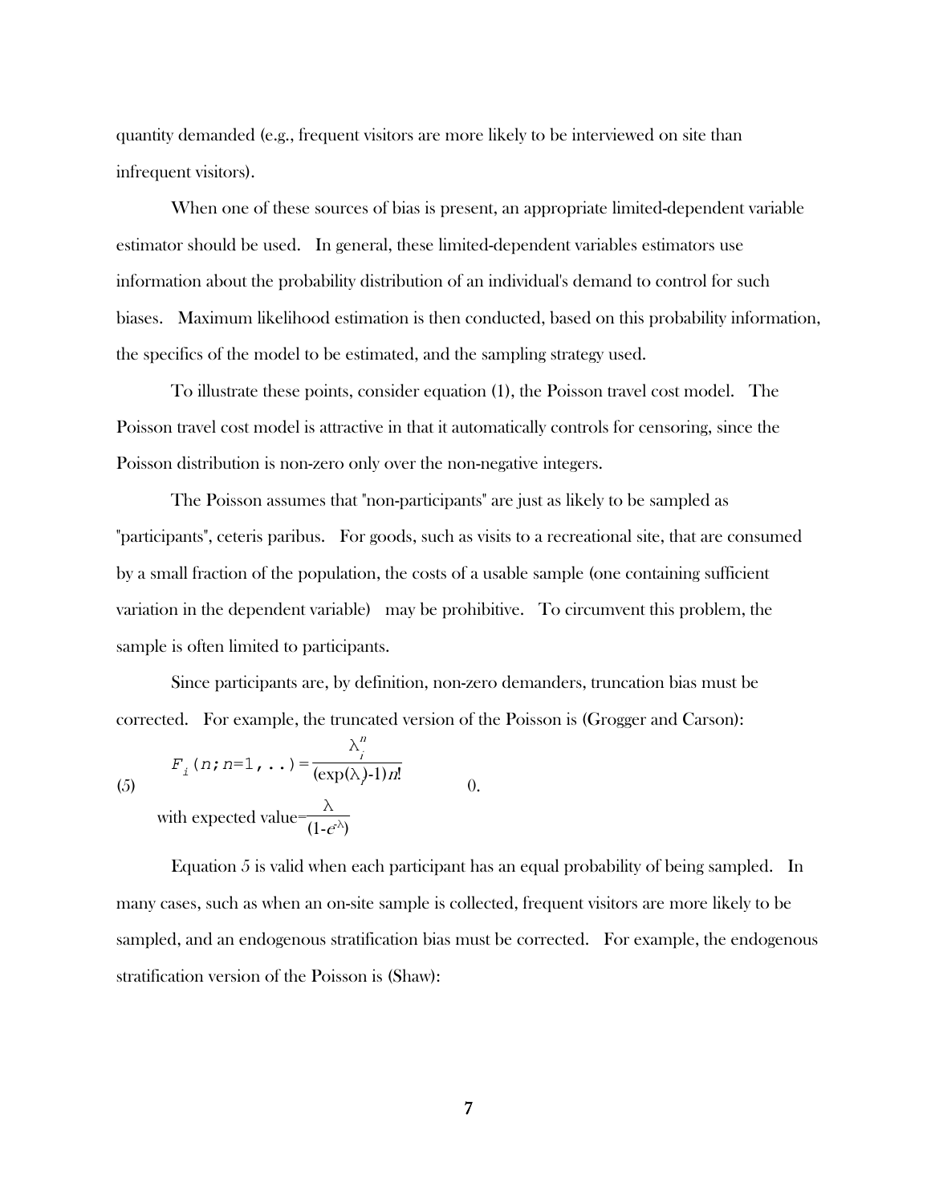quantity demanded (e.g., frequent visitors are more likely to be interviewed on site than infrequent visitors).

When one of these sources of bias is present, an appropriate limited-dependent variable estimator should be used. In general, these limited-dependent variables estimators use information about the probability distribution of an individual's demand to control for such biases. Maximum likelihood estimation is then conducted, based on this probability information, the specifics of the model to be estimated, and the sampling strategy used.

To illustrate these points, consider equation (1), the Poisson travel cost model. The Poisson travel cost model is attractive in that it automatically controls for censoring, since the Poisson distribution is non-zero only over the non-negative integers.

The Poisson assumes that "non-participants" are just as likely to be sampled as "participants", ceteris paribus. For goods, such as visits to a recreational site, that are consumed by a small fraction of the population, the costs of a usable sample (one containing sufficient variation in the dependent variable) may be prohibitive. To circumvent this problem, the sample is often limited to participants.

Since participants are, by definition, non-zero demanders, truncation bias must be corrected. For example, the truncated version of the Poisson is (Grogger and Carson):

$$F_i(n; n=1,..) = \frac{\lambda_i^n}{(\exp(\lambda_i)-1)n!} \qquad (). \tag{5}$$

with expected value $= \dfrac{\lambda}{(1-e^{-\lambda})}$

Equation 5 is valid when each participant has an equal probability of being sampled. In many cases, such as when an on-site sample is collected, frequent visitors are more likely to be sampled, and an endogenous stratification bias must be corrected. For example, the endogenous stratification version of the Poisson is (Shaw):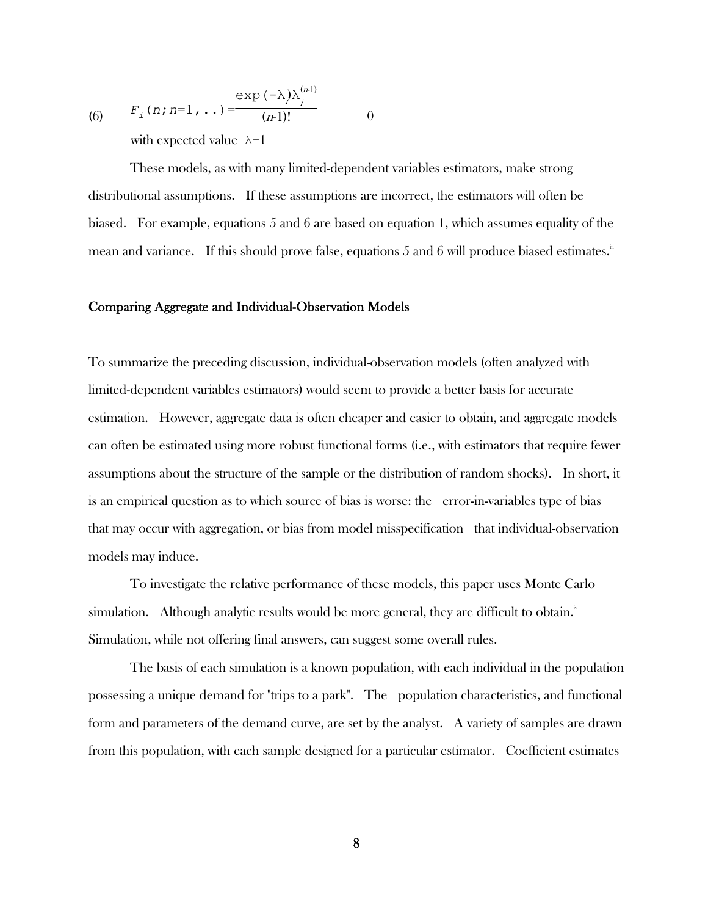$$F_i(n; n=1, ..) = \frac{\exp(-\lambda_i)\lambda_i^{(n-1)}}{(n-1)!} \quad (6)$$

with expected value=$\lambda$+1

These models, as with many limited-dependent variables estimators, make strong distributional assumptions. If these assumptions are incorrect, the estimators will often be biased. For example, equations 5 and 6 are based on equation 1, which assumes equality of the mean and variance. If this should prove false, equations 5 and 6 will produce biased estimates.[iii]

## Comparing Aggregate and Individual-Observation Models

To summarize the preceding discussion, individual-observation models (often analyzed with limited-dependent variables estimators) would seem to provide a better basis for accurate estimation. However, aggregate data is often cheaper and easier to obtain, and aggregate models can often be estimated using more robust functional forms (i.e., with estimators that require fewer assumptions about the structure of the sample or the distribution of random shocks). In short, it is an empirical question as to which source of bias is worse: the error-in-variables type of bias that may occur with aggregation, or bias from model misspecification that individual-observation models may induce.

To investigate the relative performance of these models, this paper uses Monte Carlo simulation. Although analytic results would be more general, they are difficult to obtain.[iv] Simulation, while not offering final answers, can suggest some overall rules.

The basis of each simulation is a known population, with each individual in the population possessing a unique demand for "trips to a park". The population characteristics, and functional form and parameters of the demand curve, are set by the analyst. A variety of samples are drawn from this population, with each sample designed for a particular estimator. Coefficient estimates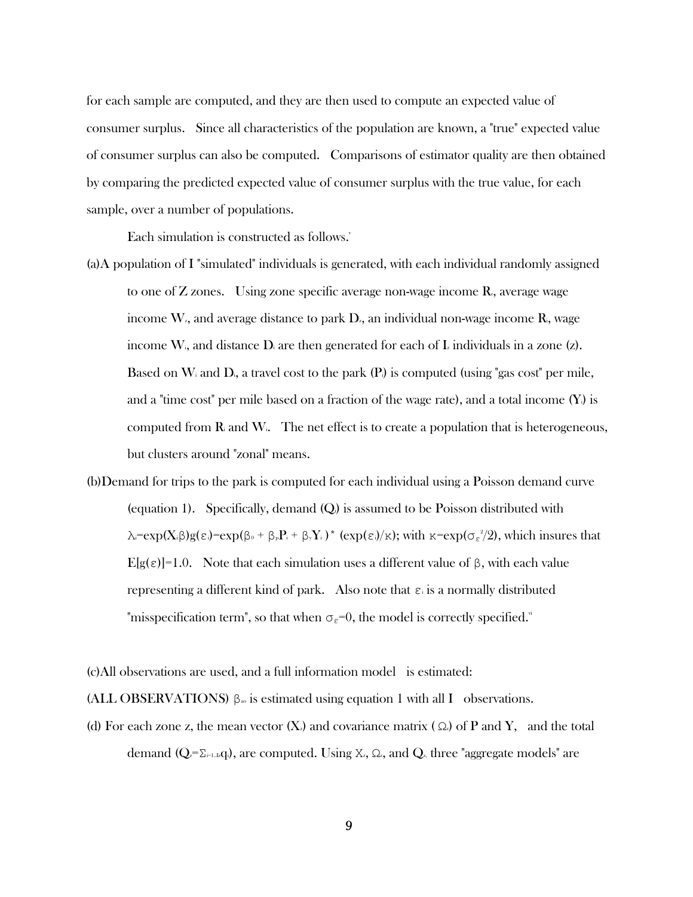for each sample are computed, and they are then used to compute an expected value of consumer surplus. Since all characteristics of the population are known, a "true" expected value of consumer surplus can also be computed. Comparisons of estimator quality are then obtained by comparing the predicted expected value of consumer surplus with the true value, for each sample, over a number of populations.

Each simulation is constructed as follows.[v]

(a) A population of I "simulated" individuals is generated, with each individual randomly assigned to one of Z zones. Using zone specific average non-wage income $R_z$, average wage income $W_z$, and average distance to park $D_z$, an individual non-wage income $R_i$, wage income $W_i$, and distance $D_i$ are then generated for each of $I_z$ individuals in a zone (z). Based on $W_i$ and $D_i$, a travel cost to the park ($P_i$) is computed (using "gas cost" per mile, and a "time cost" per mile based on a fraction of the wage rate), and a total income ($Y_i$) is computed from $R_i$ and $W_i$. The net effect is to create a population that is heterogeneous, but clusters around "zonal" means.

(b) Demand for trips to the park is computed for each individual using a Poisson demand curve (equation 1). Specifically, demand ($Q_i$) is assumed to be Poisson distributed with $\lambda_i = \exp(X_i\beta)g(\varepsilon_i) = \exp(\beta_0 + \beta_P P_i + \beta_Y Y_i) * (\exp(\varepsilon_i)/\kappa)$; with $\kappa = \exp(\sigma_\varepsilon^2/2)$, which insures that $E[g(\varepsilon)] = 1.0$. Note that each simulation uses a different value of $\beta$, with each value representing a different kind of park. Also note that $\varepsilon_i$ is a normally distributed "misspecification term", so that when $\sigma_\varepsilon = 0$, the model is correctly specified.[vi]

(c) All observations are used, and a full information model is estimated:

(ALL OBSERVATIONS) $\beta_{ao}$ is estimated using equation 1 with all I observations.

(d) For each zone z, the mean vector ($X_z$) and covariance matrix ($\Omega_z$) of P and Y, and the total demand ($Q_z = \Sigma_{i=1..Iz} q_i$), are computed. Using $X_z$, $\Omega_z$, and $Q_z$ three "aggregate models" are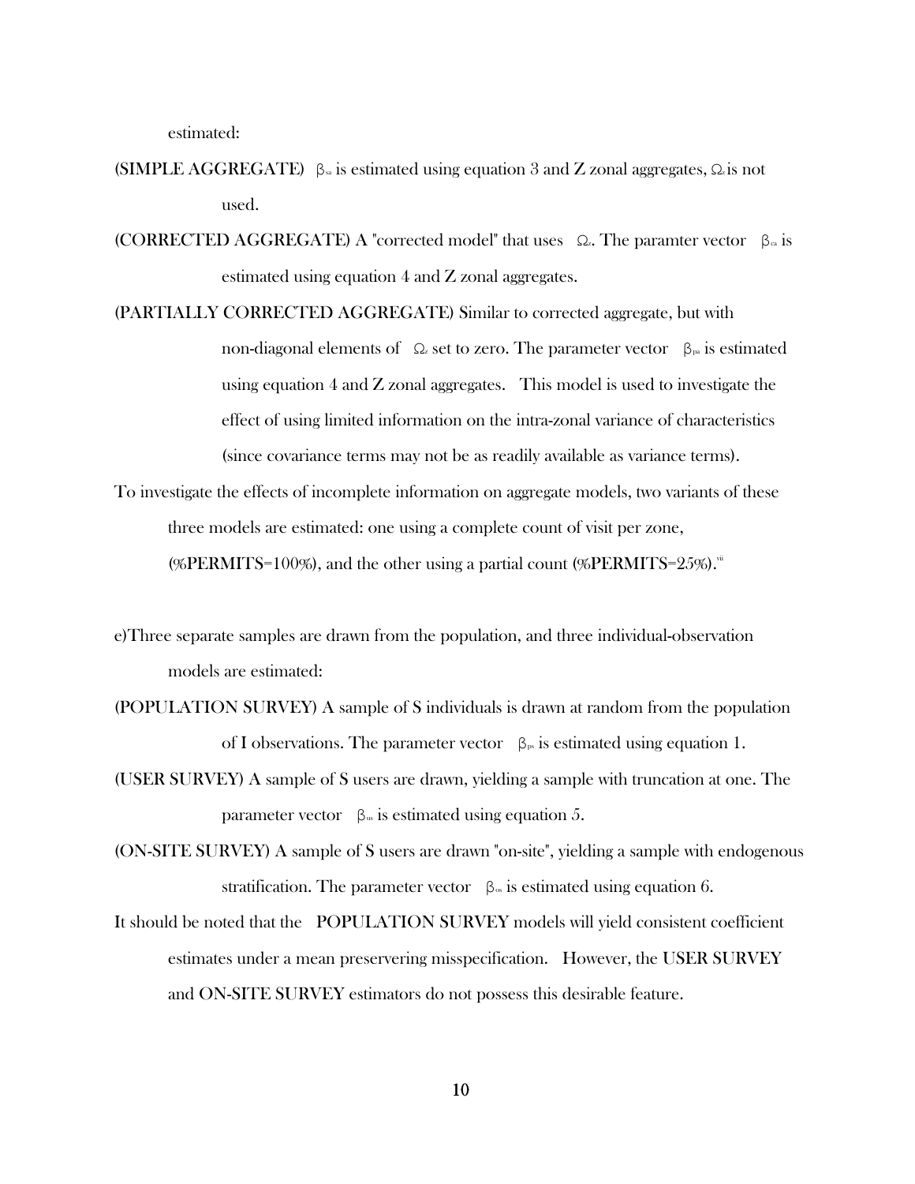estimated:

(SIMPLE AGGREGATE) $\beta_{sa}$ is estimated using equation 3 and Z zonal aggregates, $\Omega_z$ is not used.

(CORRECTED AGGREGATE) A "corrected model" that uses $\Omega_z$. The paramter vector $\beta_{ca}$ is estimated using equation 4 and Z zonal aggregates.

(PARTIALLY CORRECTED AGGREGATE) Similar to corrected aggregate, but with non-diagonal elements of $\Omega_z$ set to zero. The parameter vector $\beta_{pa}$ is estimated using equation 4 and Z zonal aggregates. This model is used to investigate the effect of using limited information on the intra-zonal variance of characteristics (since covariance terms may not be as readily available as variance terms).

To investigate the effects of incomplete information on aggregate models, two variants of these three models are estimated: one using a complete count of visit per zone, (%PERMITS=100%), and the other using a partial count (%PERMITS=25%).[vii]

e)Three separate samples are drawn from the population, and three individual-observation models are estimated:

(POPULATION SURVEY) A sample of S individuals is drawn at random from the population of I observations. The parameter vector $\beta_{ps}$ is estimated using equation 1.

(USER SURVEY) A sample of S users are drawn, yielding a sample with truncation at one. The parameter vector $\beta_{us}$ is estimated using equation 5.

(ON-SITE SURVEY) A sample of S users are drawn "on-site", yielding a sample with endogenous stratification. The parameter vector $\beta_{os}$ is estimated using equation 6.

It should be noted that the POPULATION SURVEY models will yield consistent coefficient estimates under a mean preservering misspecification. However, the USER SURVEY and ON-SITE SURVEY estimators do not possess this desirable feature.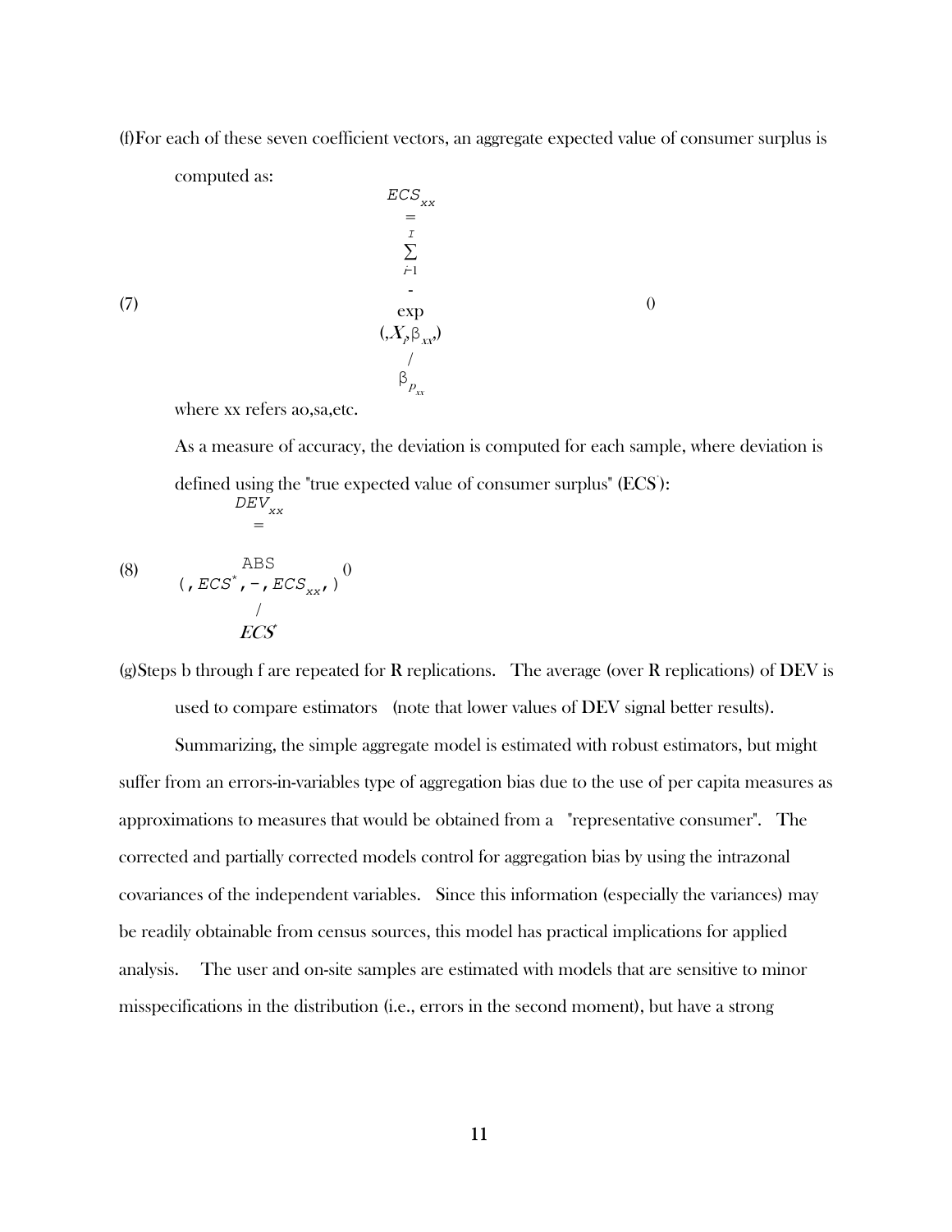(f) For each of these seven coefficient vectors, an aggregate expected value of consumer surplus is computed as:

$$ECS_{xx} = \sum_{i=1}^{I} - \exp(X_i \beta_{xx}) / \beta_{p_{xx}} \tag{7}$$

where xx refers ao, sa, etc.

As a measure of accuracy, the deviation is computed for each sample, where deviation is defined using the "true expected value of consumer surplus" ($ECS^*$):

$$DEV_{xx} = \mathrm{ABS}(ECS^* - ECS_{xx}) / ECS^* \tag{8}$$

(g) Steps b through f are repeated for R replications. The average (over R replications) of DEV is used to compare estimators (note that lower values of DEV signal better results).

Summarizing, the simple aggregate model is estimated with robust estimators, but might suffer from an errors-in-variables type of aggregation bias due to the use of per capita measures as approximations to measures that would be obtained from a "representative consumer". The corrected and partially corrected models control for aggregation bias by using the intrazonal covariances of the independent variables. Since this information (especially the variances) may be readily obtainable from census sources, this model has practical implications for applied analysis. The user and on-site samples are estimated with models that are sensitive to minor misspecifications in the distribution (i.e., errors in the second moment), but have a strong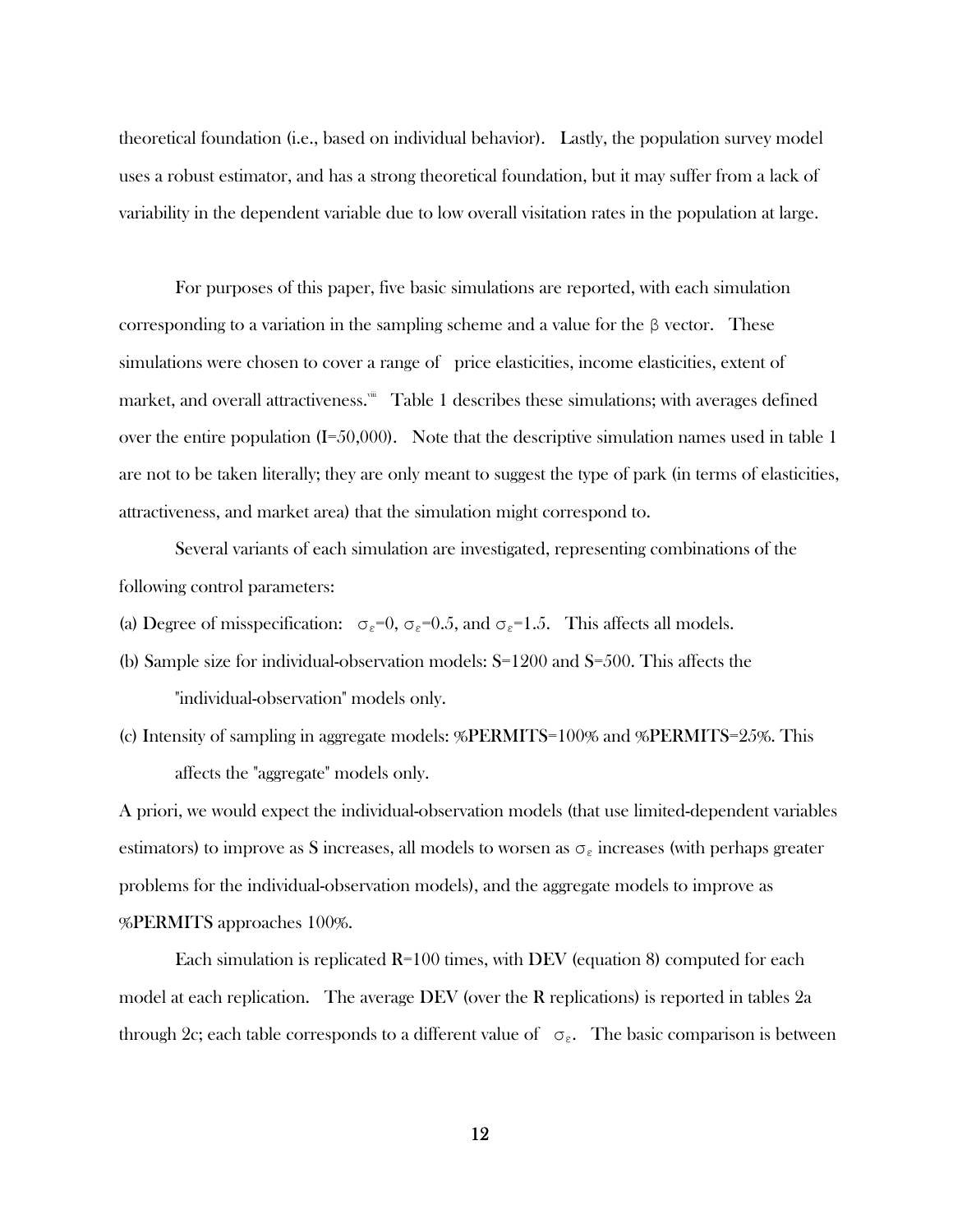theoretical foundation (i.e., based on individual behavior). Lastly, the population survey model uses a robust estimator, and has a strong theoretical foundation, but it may suffer from a lack of variability in the dependent variable due to low overall visitation rates in the population at large.

For purposes of this paper, five basic simulations are reported, with each simulation corresponding to a variation in the sampling scheme and a value for the $\beta$ vector. These simulations were chosen to cover a range of price elasticities, income elasticities, extent of market, and overall attractiveness.[viii] Table 1 describes these simulations; with averages defined over the entire population (I=50,000). Note that the descriptive simulation names used in table 1 are not to be taken literally; they are only meant to suggest the type of park (in terms of elasticities, attractiveness, and market area) that the simulation might correspond to.

Several variants of each simulation are investigated, representing combinations of the following control parameters:

(a) Degree of misspecification: $\sigma_\varepsilon=0$, $\sigma_\varepsilon=0.5$, and $\sigma_\varepsilon=1.5$. This affects all models.

(b) Sample size for individual-observation models: S=1200 and S=500. This affects the "individual-observation" models only.

(c) Intensity of sampling in aggregate models: %PERMITS=100% and %PERMITS=25%. This affects the "aggregate" models only.

A priori, we would expect the individual-observation models (that use limited-dependent variables estimators) to improve as S increases, all models to worsen as $\sigma_\varepsilon$ increases (with perhaps greater problems for the individual-observation models), and the aggregate models to improve as %PERMITS approaches 100%.

Each simulation is replicated R=100 times, with DEV (equation 8) computed for each model at each replication. The average DEV (over the R replications) is reported in tables 2a through 2c; each table corresponds to a different value of $\sigma_\varepsilon$. The basic comparison is between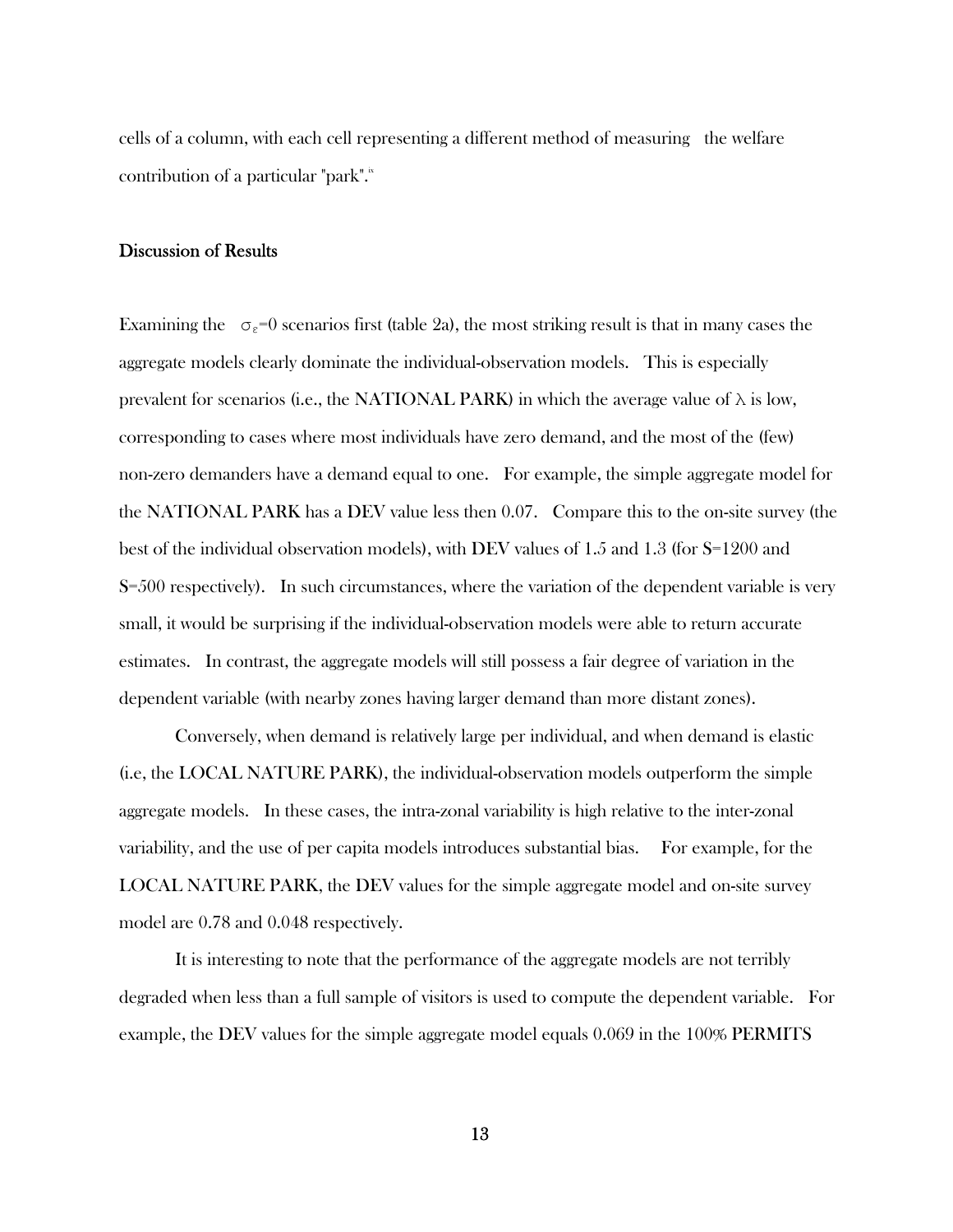cells of a column, with each cell representing a different method of measuring the welfare contribution of a particular "park".[ix]

**Discussion of Results**

Examining the $\sigma_\varepsilon$=0 scenarios first (table 2a), the most striking result is that in many cases the aggregate models clearly dominate the individual-observation models. This is especially prevalent for scenarios (i.e., the NATIONAL PARK) in which the average value of $\lambda$ is low, corresponding to cases where most individuals have zero demand, and the most of the (few) non-zero demanders have a demand equal to one. For example, the simple aggregate model for the NATIONAL PARK has a DEV value less then 0.07. Compare this to the on-site survey (the best of the individual observation models), with DEV values of 1.5 and 1.3 (for S=1200 and S=500 respectively). In such circumstances, where the variation of the dependent variable is very small, it would be surprising if the individual-observation models were able to return accurate estimates. In contrast, the aggregate models will still possess a fair degree of variation in the dependent variable (with nearby zones having larger demand than more distant zones).

Conversely, when demand is relatively large per individual, and when demand is elastic (i.e, the LOCAL NATURE PARK), the individual-observation models outperform the simple aggregate models. In these cases, the intra-zonal variability is high relative to the inter-zonal variability, and the use of per capita models introduces substantial bias. For example, for the LOCAL NATURE PARK, the DEV values for the simple aggregate model and on-site survey model are 0.78 and 0.048 respectively.

It is interesting to note that the performance of the aggregate models are not terribly degraded when less than a full sample of visitors is used to compute the dependent variable. For example, the DEV values for the simple aggregate model equals 0.069 in the 100% PERMITS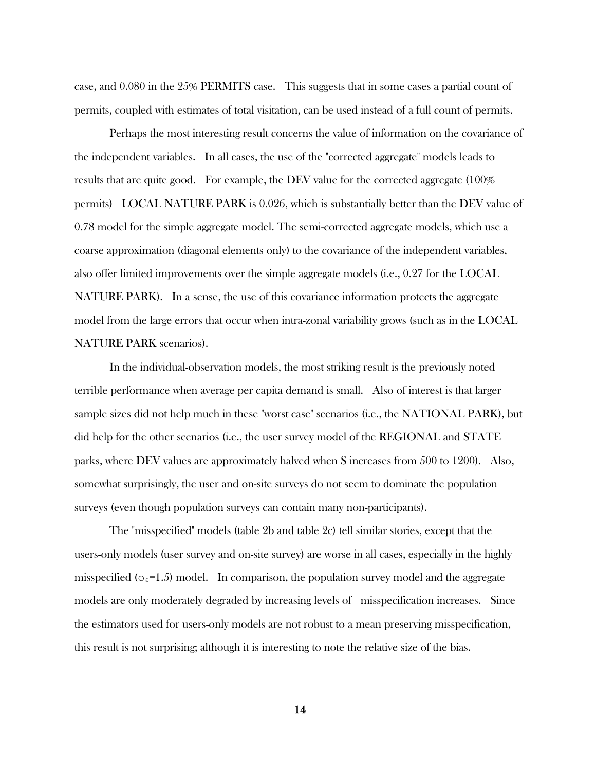case, and 0.080 in the 25% **PERMITS** case. This suggests that in some cases a partial count of permits, coupled with estimates of total visitation, can be used instead of a full count of permits.

Perhaps the most interesting result concerns the value of information on the covariance of the independent variables. In all cases, the use of the "corrected aggregate" models leads to results that are quite good. For example, the **DEV** value for the corrected aggregate (100% permits) LOCAL NATURE PARK is 0.026, which is substantially better than the **DEV** value of 0.78 model for the simple aggregate model. The semi-corrected aggregate models, which use a coarse approximation (diagonal elements only) to the covariance of the independent variables, also offer limited improvements over the simple aggregate models (i.e., 0.27 for the LOCAL NATURE PARK). In a sense, the use of this covariance information protects the aggregate model from the large errors that occur when intra-zonal variability grows (such as in the LOCAL NATURE PARK scenarios).

In the individual-observation models, the most striking result is the previously noted terrible performance when average per capita demand is small. Also of interest is that larger sample sizes did not help much in these "worst case" scenarios (i.e., the NATIONAL PARK), but did help for the other scenarios (i.e., the user survey model of the REGIONAL and STATE parks, where **DEV** values are approximately halved when S increases from 500 to 1200). Also, somewhat surprisingly, the user and on-site surveys do not seem to dominate the population surveys (even though population surveys can contain many non-participants).

The "misspecified" models (table 2b and table 2c) tell similar stories, except that the users-only models (user survey and on-site survey) are worse in all cases, especially in the highly misspecified ($\sigma_\varepsilon$=1.5) model. In comparison, the population survey model and the aggregate models are only moderately degraded by increasing levels of misspecification increases. Since the estimators used for users-only models are not robust to a mean preserving misspecification, this result is not surprising; although it is interesting to note the relative size of the bias.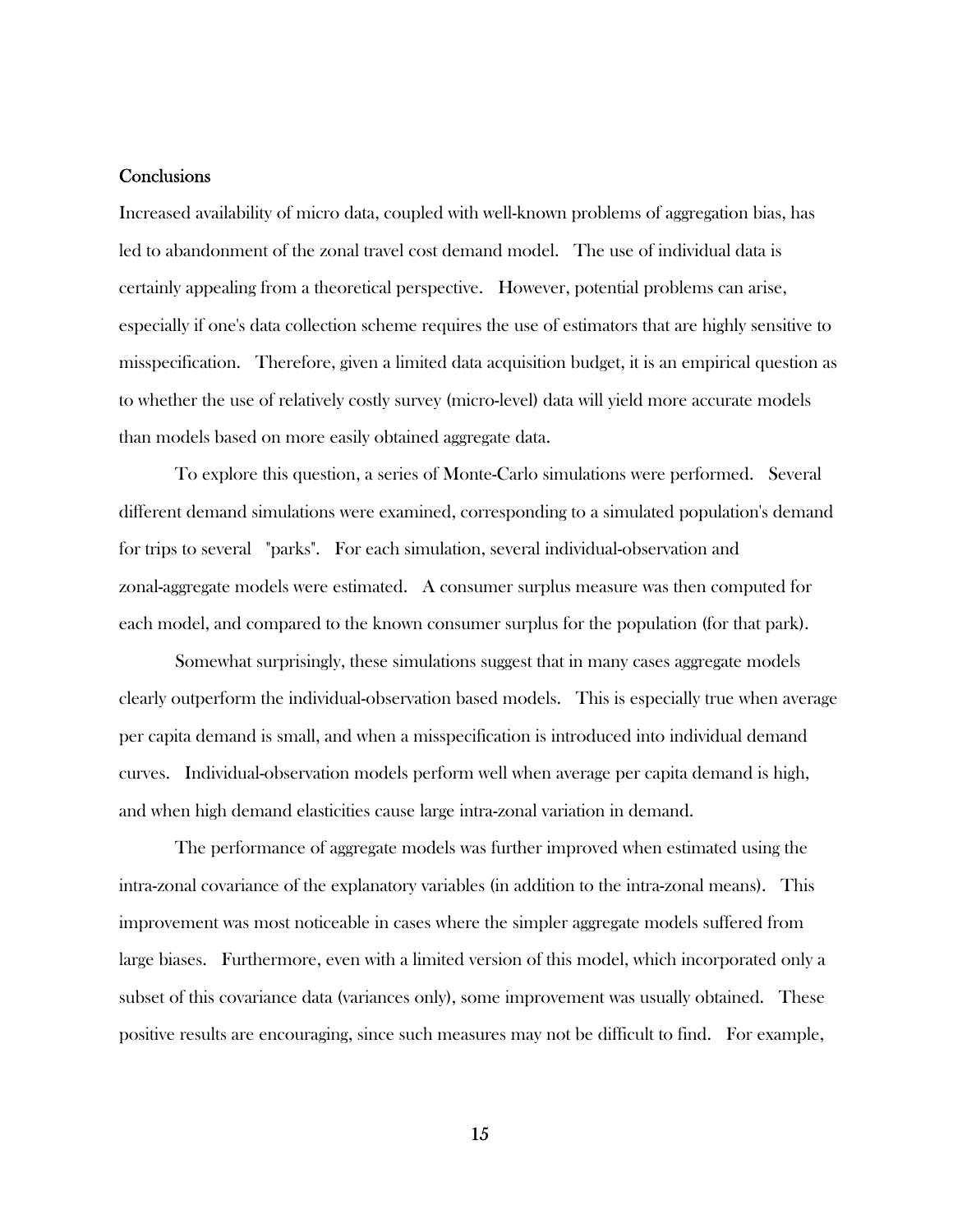## Conclusions

Increased availability of micro data, coupled with well-known problems of aggregation bias, has led to abandonment of the zonal travel cost demand model. The use of individual data is certainly appealing from a theoretical perspective. However, potential problems can arise, especially if one's data collection scheme requires the use of estimators that are highly sensitive to misspecification. Therefore, given a limited data acquisition budget, it is an empirical question as to whether the use of relatively costly survey (micro-level) data will yield more accurate models than models based on more easily obtained aggregate data.

To explore this question, a series of Monte-Carlo simulations were performed. Several different demand simulations were examined, corresponding to a simulated population's demand for trips to several "parks". For each simulation, several individual-observation and zonal-aggregate models were estimated. A consumer surplus measure was then computed for each model, and compared to the known consumer surplus for the population (for that park).

Somewhat surprisingly, these simulations suggest that in many cases aggregate models clearly outperform the individual-observation based models. This is especially true when average per capita demand is small, and when a misspecification is introduced into individual demand curves. Individual-observation models perform well when average per capita demand is high, and when high demand elasticities cause large intra-zonal variation in demand.

The performance of aggregate models was further improved when estimated using the intra-zonal covariance of the explanatory variables (in addition to the intra-zonal means). This improvement was most noticeable in cases where the simpler aggregate models suffered from large biases. Furthermore, even with a limited version of this model, which incorporated only a subset of this covariance data (variances only), some improvement was usually obtained. These positive results are encouraging, since such measures may not be difficult to find. For example,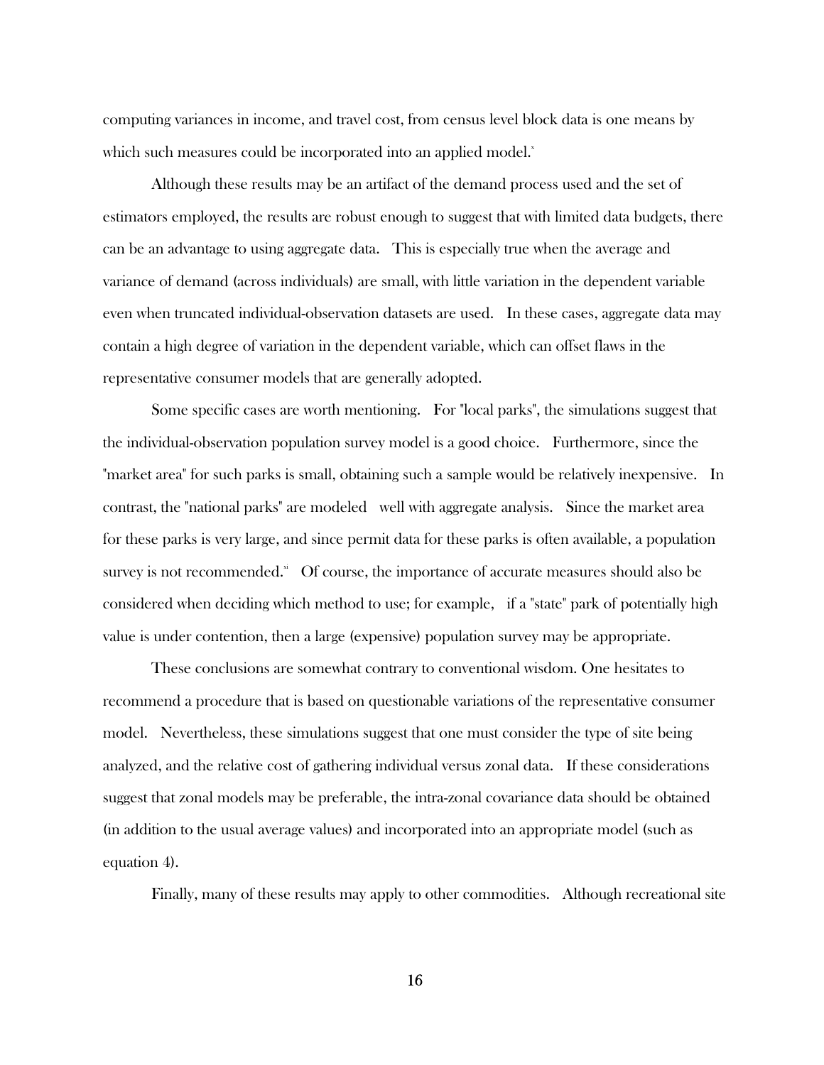computing variances in income, and travel cost, from census level block data is one means by which such measures could be incorporated into an applied model.[x]

Although these results may be an artifact of the demand process used and the set of estimators employed, the results are robust enough to suggest that with limited data budgets, there can be an advantage to using aggregate data. This is especially true when the average and variance of demand (across individuals) are small, with little variation in the dependent variable even when truncated individual-observation datasets are used. In these cases, aggregate data may contain a high degree of variation in the dependent variable, which can offset flaws in the representative consumer models that are generally adopted.

Some specific cases are worth mentioning. For "local parks", the simulations suggest that the individual-observation population survey model is a good choice. Furthermore, since the "market area" for such parks is small, obtaining such a sample would be relatively inexpensive. In contrast, the "national parks" are modeled well with aggregate analysis. Since the market area for these parks is very large, and since permit data for these parks is often available, a population survey is not recommended.[xi] Of course, the importance of accurate measures should also be considered when deciding which method to use; for example, if a "state" park of potentially high value is under contention, then a large (expensive) population survey may be appropriate.

These conclusions are somewhat contrary to conventional wisdom. One hesitates to recommend a procedure that is based on questionable variations of the representative consumer model. Nevertheless, these simulations suggest that one must consider the type of site being analyzed, and the relative cost of gathering individual versus zonal data. If these considerations suggest that zonal models may be preferable, the intra-zonal covariance data should be obtained (in addition to the usual average values) and incorporated into an appropriate model (such as equation 4).

Finally, many of these results may apply to other commodities. Although recreational site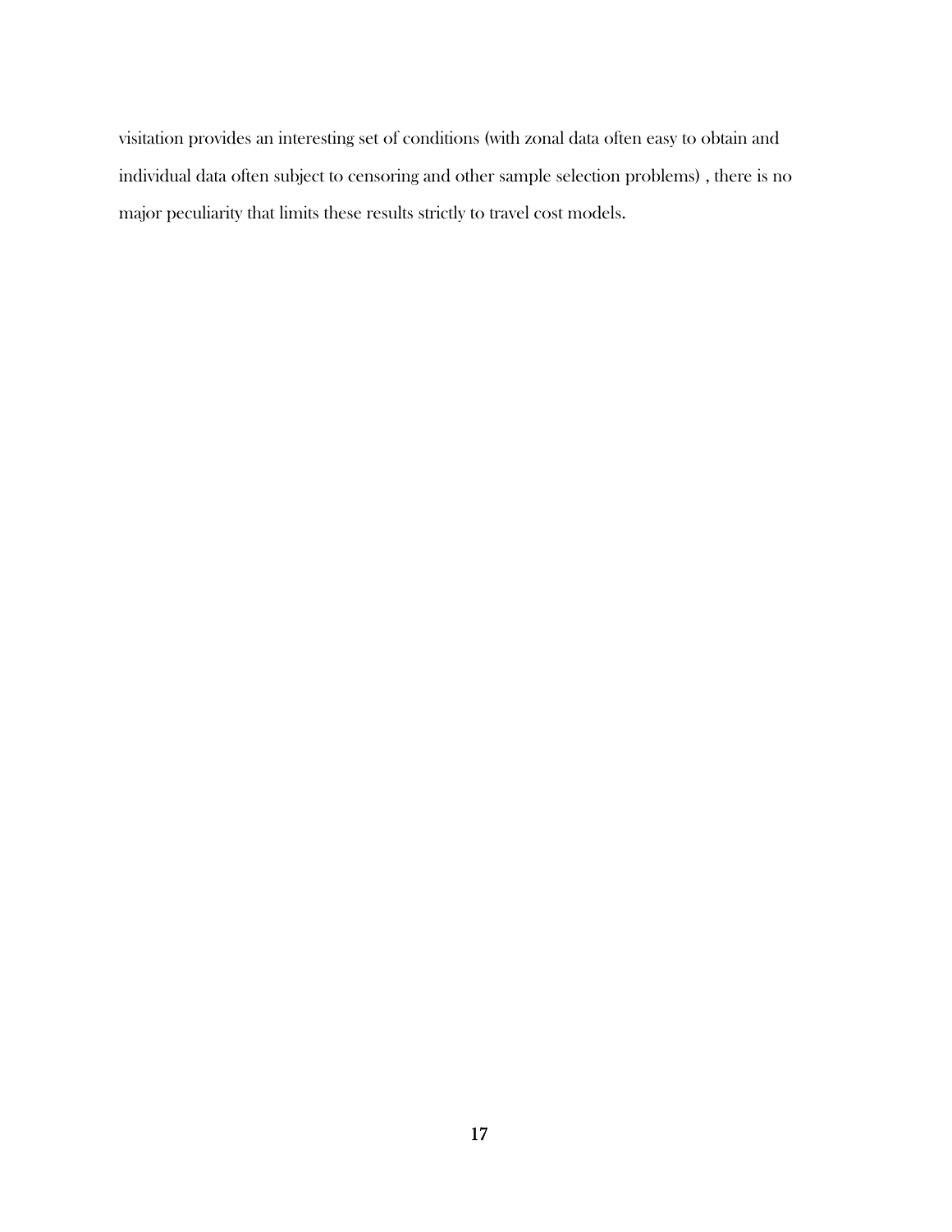visitation provides an interesting set of conditions (with zonal data often easy to obtain and individual data often subject to censoring and other sample selection problems) , there is no major peculiarity that limits these results strictly to travel cost models.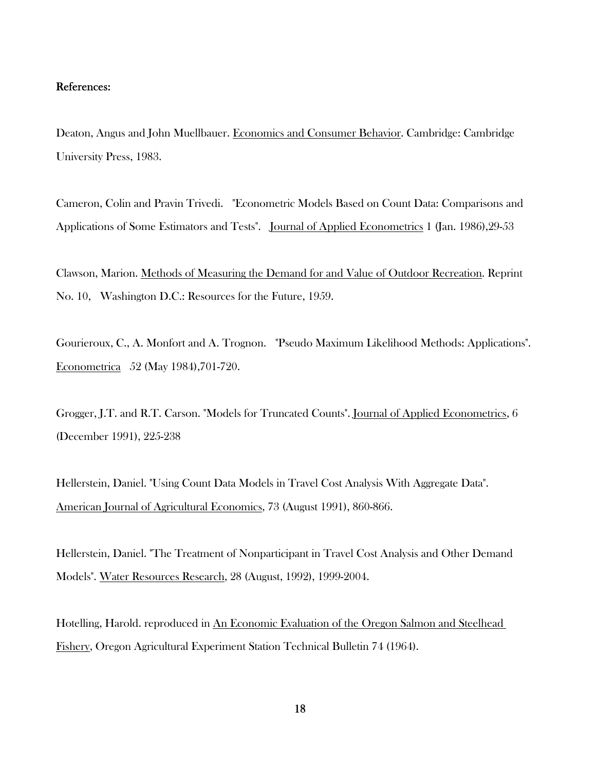**References:**

Deaton, Angus and John Muellbauer. Economics and Consumer Behavior. Cambridge: Cambridge University Press, 1983.

Cameron, Colin and Pravin Trivedi. "Econometric Models Based on Count Data: Comparisons and Applications of Some Estimators and Tests". Journal of Applied Econometrics 1 (Jan. 1986),29-53

Clawson, Marion. Methods of Measuring the Demand for and Value of Outdoor Recreation. Reprint No. 10, Washington D.C.: Resources for the Future, 1959.

Gourieroux, C., A. Monfort and A. Trognon. "Pseudo Maximum Likelihood Methods: Applications". Econometrica 52 (May 1984),701-720.

Grogger, J.T. and R.T. Carson. "Models for Truncated Counts". Journal of Applied Econometrics, 6 (December 1991), 225-238

Hellerstein, Daniel. "Using Count Data Models in Travel Cost Analysis With Aggregate Data". American Journal of Agricultural Economics, 73 (August 1991), 860-866.

Hellerstein, Daniel. "The Treatment of Nonparticipant in Travel Cost Analysis and Other Demand Models". Water Resources Research, 28 (August, 1992), 1999-2004.

Hotelling, Harold. reproduced in An Economic Evaluation of the Oregon Salmon and Steelhead Fishery, Oregon Agricultural Experiment Station Technical Bulletin 74 (1964).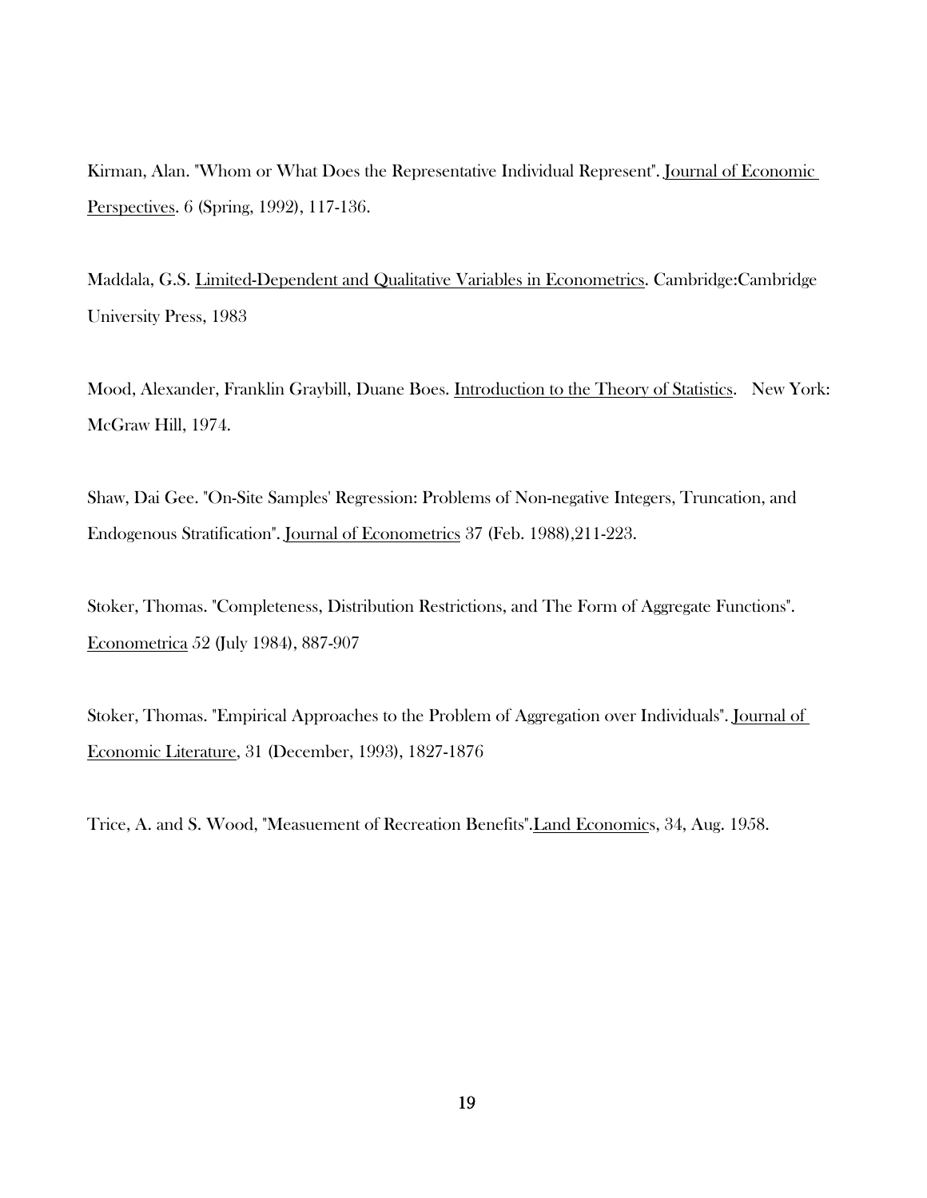Kirman, Alan. "Whom or What Does the Representative Individual Represent". Journal of Economic Perspectives. 6 (Spring, 1992), 117-136.

Maddala, G.S. Limited-Dependent and Qualitative Variables in Econometrics. Cambridge:Cambridge University Press, 1983

Mood, Alexander, Franklin Graybill, Duane Boes. Introduction to the Theory of Statistics. New York: McGraw Hill, 1974.

Shaw, Dai Gee. "On-Site Samples' Regression: Problems of Non-negative Integers, Truncation, and Endogenous Stratification". Journal of Econometrics 37 (Feb. 1988),211-223.

Stoker, Thomas. "Completeness, Distribution Restrictions, and The Form of Aggregate Functions". Econometrica 52 (July 1984), 887-907

Stoker, Thomas. "Empirical Approaches to the Problem of Aggregation over Individuals". Journal of Economic Literature, 31 (December, 1993), 1827-1876

Trice, A. and S. Wood, "Measuement of Recreation Benefits".Land Economics, 34, Aug. 1958.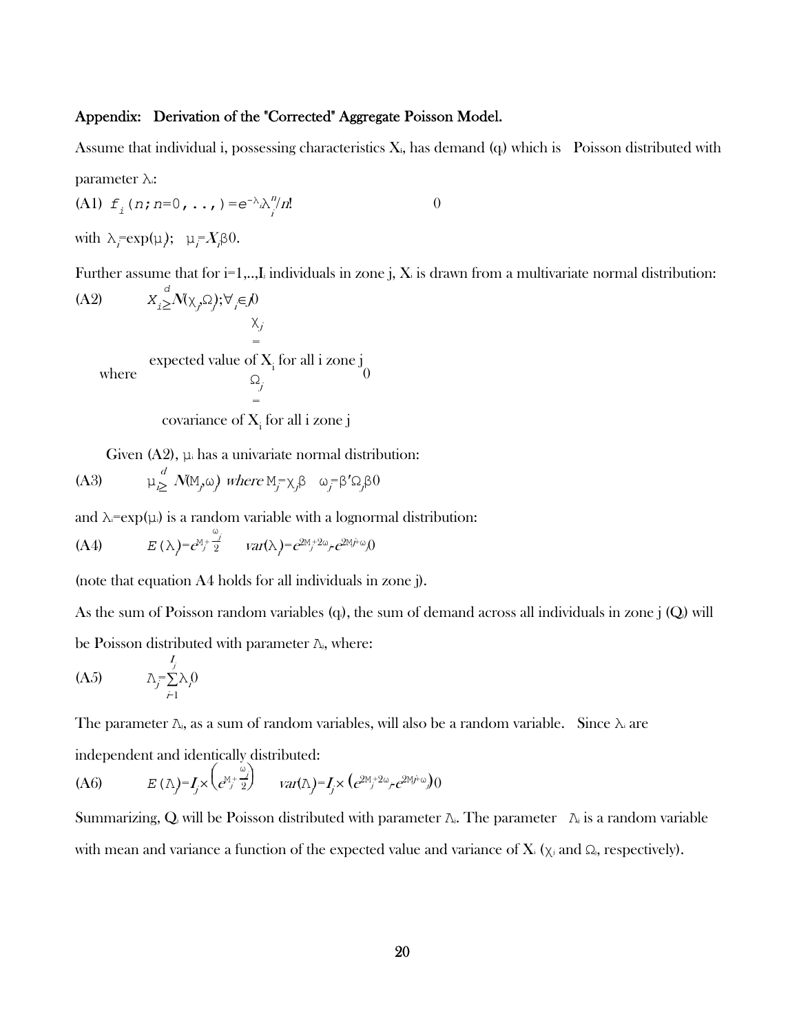## Appendix: Derivation of the "Corrected" Aggregate Poisson Model.

Assume that individual i, possessing characteristics $X_i$, has demand ($q_i$) which is Poisson distributed with parameter $\lambda_i$:

$$\text{(A1)} \quad f_i(n; n=0,\ldots,) = e^{-\lambda_i}\lambda_i^n / n!$$

with $\lambda_i = \exp(\mu_i)$; $\mu_i = X_i\beta$.

Further assume that for i=1,..,$I_j$ individuals in zone j, $X_i$ is drawn from a multivariate normal distribution:

$$\text{(A2)} \quad X_i \overset{d}{\geq} N(\chi_j, \Omega_j); \forall_i \in j$$

where

$\chi_j$ = expected value of $X_i$ for all i zone j

$\Omega_j$ = covariance of $X_i$ for all i zone j

Given (A2), $\mu_i$ has a univariate normal distribution:

$$\text{(A3)} \quad \mu_i \overset{d}{\geq} N(M_j, \omega_j) \text{ where } M_j = \chi_j\beta \quad \omega_j = \beta'\Omega_j\beta$$

and $\lambda_i = \exp(\mu_i)$ is a random variable with a lognormal distribution:

$$\text{(A4)} \quad E(\lambda_i) = e^{M_j + \frac{\omega_j}{2}} \qquad var(\lambda_i) = e^{2M_j + 2\omega_j} - e^{2M_j + \omega_j}$$

(note that equation A4 holds for all individuals in zone j).

As the sum of Poisson random variables ($q_i$), the sum of demand across all individuals in zone j ($Q_j$) will be Poisson distributed with parameter $\Lambda_j$, where:

$$\text{(A5)} \quad \Lambda_j = \sum_{i=1}^{I_j} \lambda_i$$

The parameter $\Lambda_j$, as a sum of random variables, will also be a random variable. Since $\lambda_i$ are independent and identically distributed:

$$\text{(A6)} \quad E(\Lambda_j) = I_j \times \left(e^{M_j + \frac{\omega_j}{2}}\right) \qquad var(\Lambda_j) = I_j \times \left(e^{2M_j + 2\omega_j} - e^{2M_j + \omega_j}\right)$$

Summarizing, $Q_j$ will be Poisson distributed with parameter $\Lambda_j$. The parameter $\Lambda_j$ is a random variable with mean and variance a function of the expected value and variance of $X_i$ ($\chi_j$ and $\Omega_j$, respectively).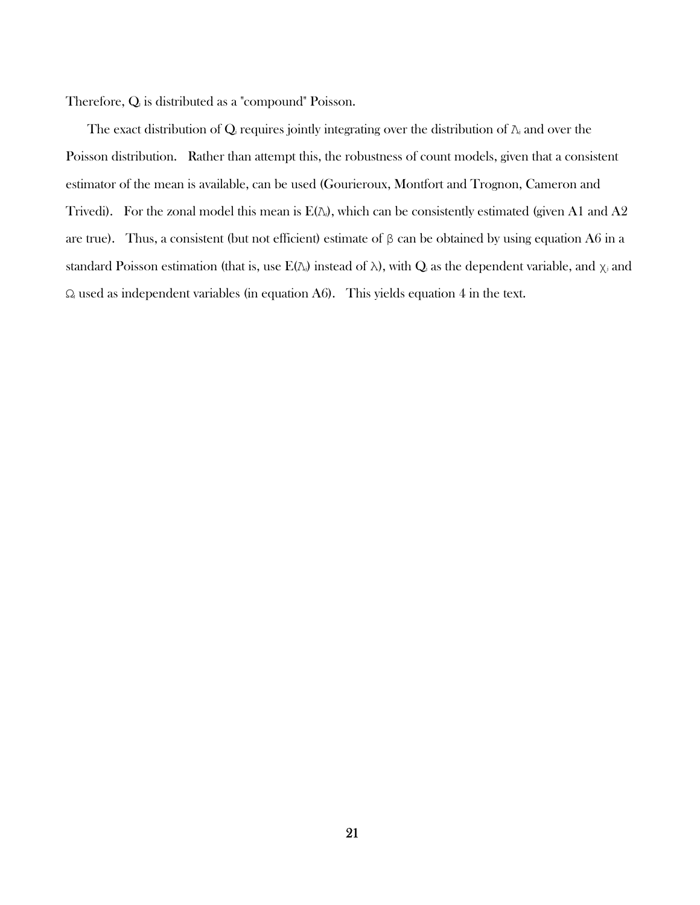Therefore, $Q_i$ is distributed as a "compound" Poisson.

The exact distribution of $Q_i$ requires jointly integrating over the distribution of $\Lambda_i$ and over the Poisson distribution. Rather than attempt this, the robustness of count models, given that a consistent estimator of the mean is available, can be used (Gourieroux, Montfort and Trognon, Cameron and Trivedi). For the zonal model this mean is $E(\Lambda_i)$, which can be consistently estimated (given A1 and A2 are true). Thus, a consistent (but not efficient) estimate of $\beta$ can be obtained by using equation A6 in a standard Poisson estimation (that is, use $E(\Lambda_i)$ instead of $\lambda$), with $Q_i$ as the dependent variable, and $\chi_j$ and $\Omega_i$ used as independent variables (in equation A6). This yields equation 4 in the text.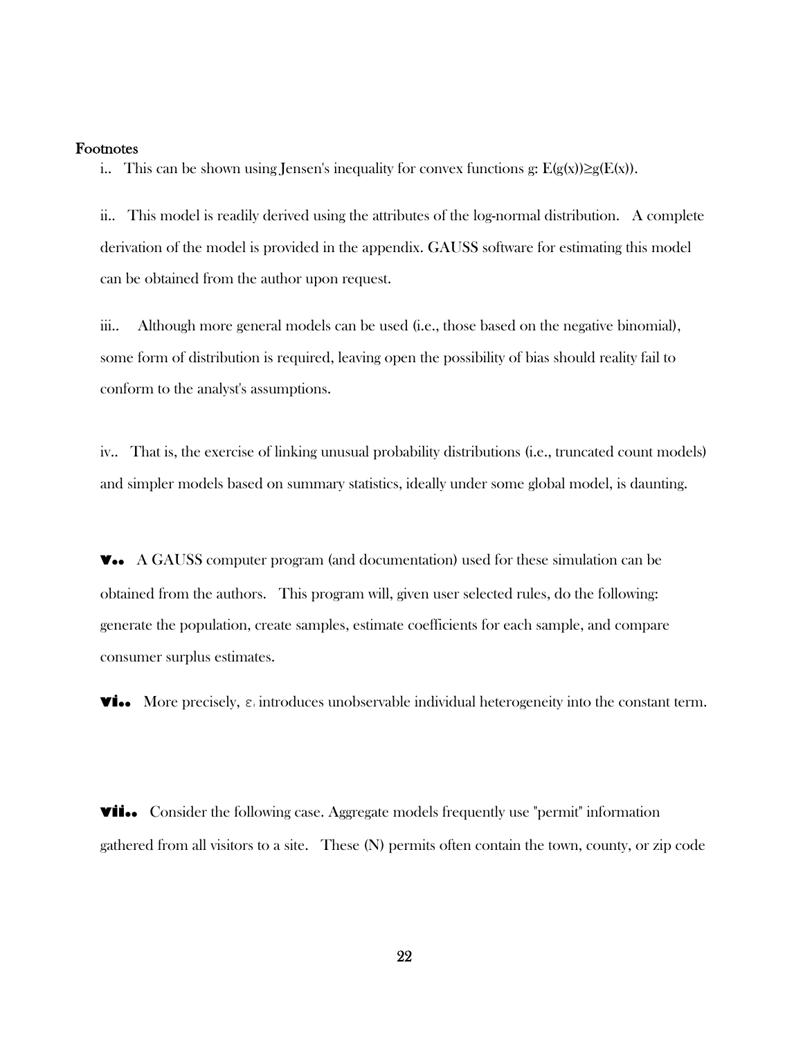## Footnotes

i.. This can be shown using Jensen's inequality for convex functions g: $E(g(x)) \geq g(E(x))$.

ii.. This model is readily derived using the attributes of the log-normal distribution. A complete derivation of the model is provided in the appendix. GAUSS software for estimating this model can be obtained from the author upon request.

iii.. Although more general models can be used (i.e., those based on the negative binomial), some form of distribution is required, leaving open the possibility of bias should reality fail to conform to the analyst's assumptions.

iv.. That is, the exercise of linking unusual probability distributions (i.e., truncated count models) and simpler models based on summary statistics, ideally under some global model, is daunting.

**v..** A GAUSS computer program (and documentation) used for these simulation can be obtained from the authors. This program will, given user selected rules, do the following: generate the population, create samples, estimate coefficients for each sample, and compare consumer surplus estimates.

**vi..** More precisely, $\varepsilon_i$ introduces unobservable individual heterogeneity into the constant term.

**vii..** Consider the following case. Aggregate models frequently use "permit" information gathered from all visitors to a site. These (N) permits often contain the town, county, or zip code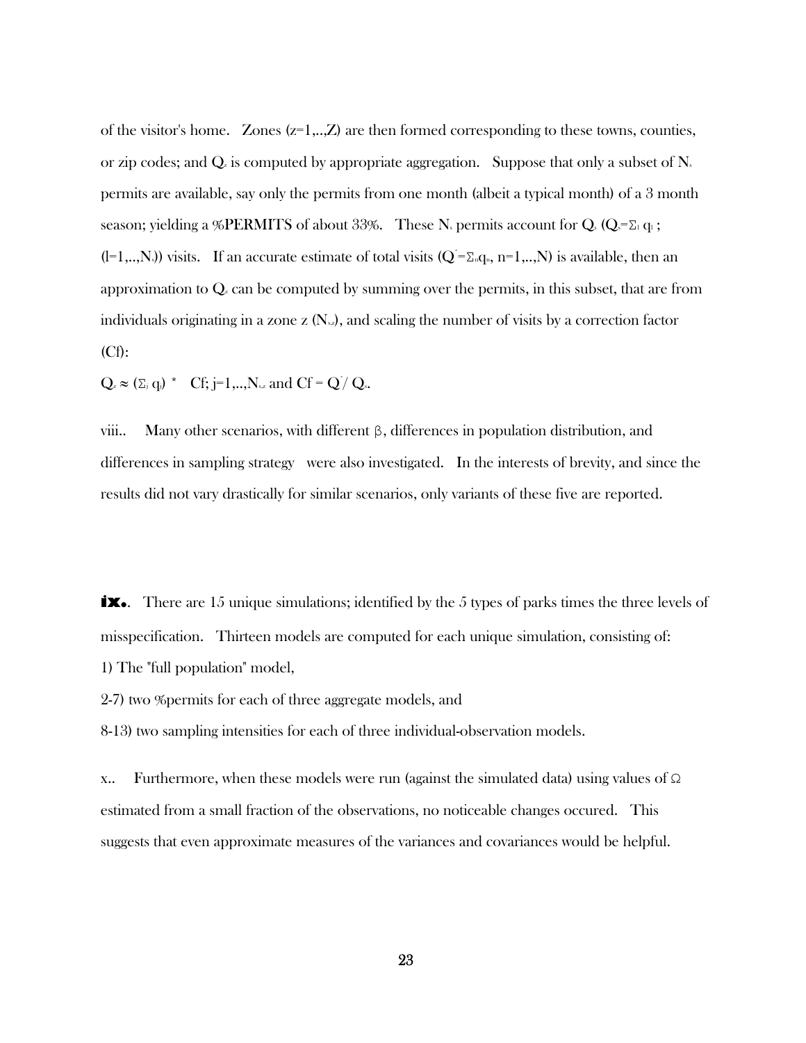of the visitor's home. Zones ($z=1,..,Z$) are then formed corresponding to these towns, counties, or zip codes; and $Q_z$ is computed by appropriate aggregation. Suppose that only a subset of $N_s$ permits are available, say only the permits from one month (albeit a typical month) of a 3 month season; yielding a %**PERMITS** of about 33%. These $N_s$ permits account for $Q_s$ ($Q_s=\Sigma_l q_l$ ; ($l=1,..,N_s$)) visits. If an accurate estimate of total visits ($Q^* = \Sigma_n q_n$, $n=1,..,N$) is available, then an approximation to $Q_z$ can be computed by summing over the permits, in this subset, that are from individuals originating in a zone z ($N_{s,z}$), and scaling the number of visits by a correction factor (Cf):

$Q_z \approx (\Sigma_j q_j) * \text{Cf}; j=1,..,N_{s,z}$ and $\text{Cf} = Q^* / Q_s$.

viii.. Many other scenarios, with different $\beta$, differences in population distribution, and differences in sampling strategy were also investigated. In the interests of brevity, and since the results did not vary drastically for similar scenarios, only variants of these five are reported.

**ix.** There are 15 unique simulations; identified by the 5 types of parks times the three levels of misspecification. Thirteen models are computed for each unique simulation, consisting of:

1) The "full population" model,

2-7) two %permits for each of three aggregate models, and

8-13) two sampling intensities for each of three individual-observation models.

x.. Furthermore, when these models were run (against the simulated data) using values of $\Omega$ estimated from a small fraction of the observations, no noticeable changes occured. This suggests that even approximate measures of the variances and covariances would be helpful.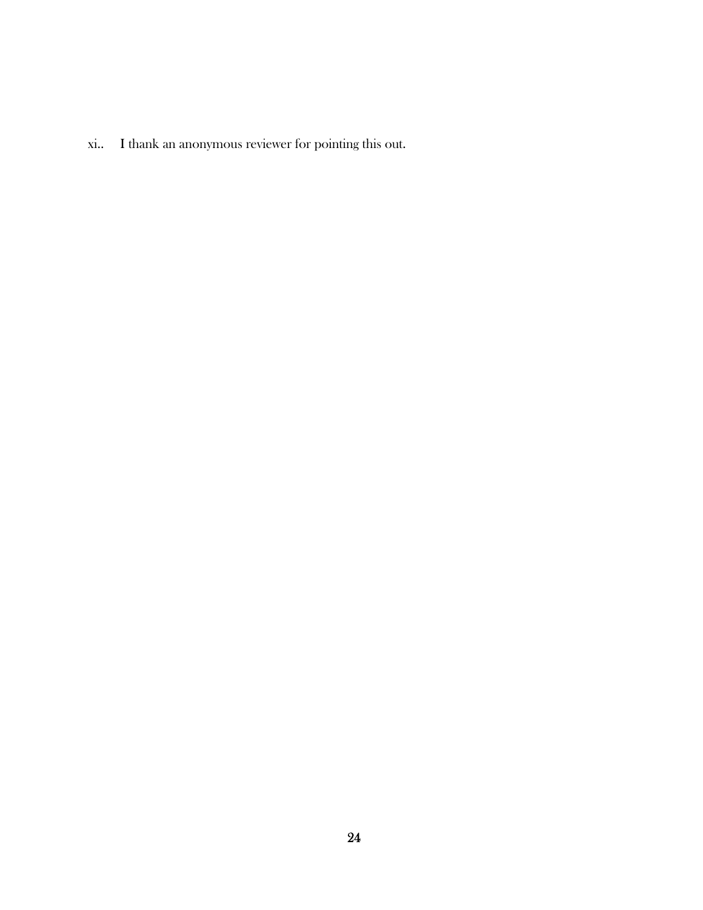xi.. I thank an anonymous reviewer for pointing this out.